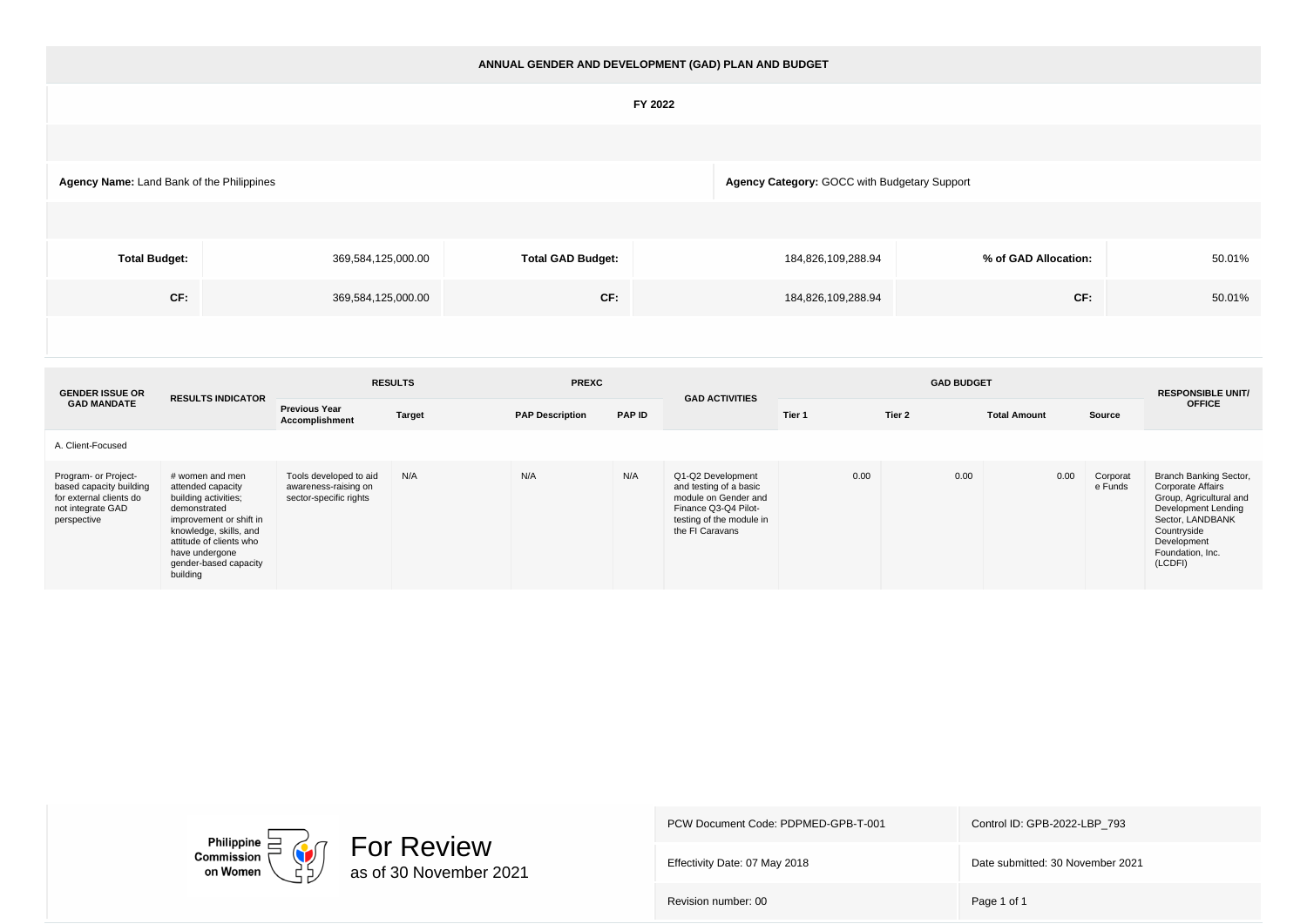# ANNUAL GENDER AND DEVELOPMENT (GAD) PLAN AND BUDGET

## FY 2022

**Agency Name:** Land Bank of the Philippines

**Agency Category:** GOCC with Budgetary Support

| **Total Budget:** | 369,584,125,000.00 | **Total GAD Budget:** | 184,826,109,288.94 | **% of GAD Allocation:** | 50.01% |
|---|---|---|---|---|---|
| **CF:** | 369,584,125,000.00 | **CF:** | 184,826,109,288.94 | **CF:** | 50.01% |

| GENDER ISSUE OR GAD MANDATE | RESULTS INDICATOR | RESULTS | | PREXC | | GAD ACTIVITIES | GAD BUDGET | | | | RESPONSIBLE UNIT/ OFFICE |
|---|---|---|---|---|---|---|---|---|---|---|---|
| | | Previous Year Accomplishment | Target | PAP Description | PAP ID | | Tier 1 | Tier 2 | Total Amount | Source | |
| A. Client-Focused | | | | | | | | | | | |
| Program- or Project-based capacity building for external clients do not integrate GAD perspective | # women and men attended capacity building activities; demonstrated improvement or shift in knowledge, skills, and attitude of clients who have undergone gender-based capacity building | Tools developed to aid awareness-raising on sector-specific rights | N/A | N/A | N/A | Q1-Q2 Development and testing of a basic module on Gender and Finance Q3-Q4 Pilot-testing of the module in the FI Caravans | 0.00 | 0.00 | 0.00 | Corporate Funds | Branch Banking Sector, Corporate Affairs Group, Agricultural and Development Lending Sector, LANDBANK Countryside Development Foundation, Inc. (LCDFI) |

Philippine Commission on Women

For Review as of 30 November 2021

| PCW Document Code: PDPMED-GPB-T-001 | Control ID: GPB-2022-LBP_793 |
|---|---|
| Effectivity Date: 07 May 2018 | Date submitted: 30 November 2021 |
| Revision number: 00 | |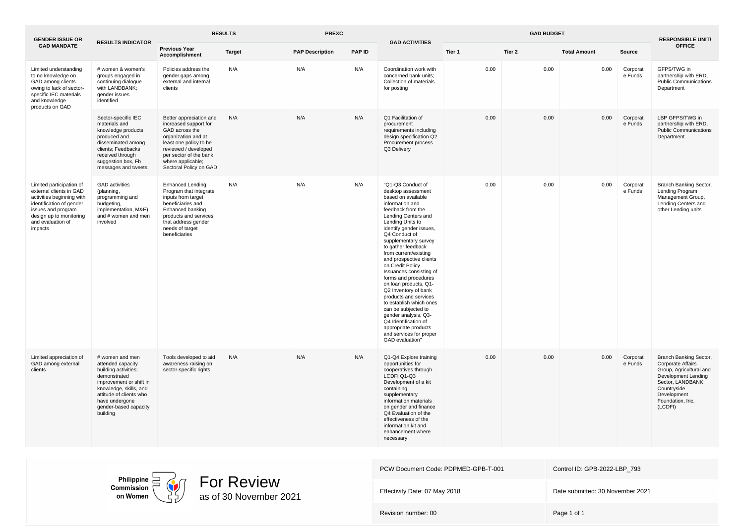| GENDER ISSUE OR GAD MANDATE | RESULTS INDICATOR | RESULTS | | PREXC | | GAD ACTIVITIES | GAD BUDGET | | | | RESPONSIBLE UNIT/ OFFICE |
|---|---|---|---|---|---|---|---|---|---|---|---|
| | | Previous Year Accomplishment | Target | PAP Description | PAP ID | | Tier 1 | Tier 2 | Total Amount | Source | |
| Limited understanding to no knowledge on GAD among clients owing to lack of sector-specific IEC materials and knowledge products on GAD | # women & women's groups engaged in continuing dialogue with LANDBANK; gender issues identified | Policies address the gender gaps among external and internal clients | N/A | N/A | N/A | Coordination work with concerned bank units; Collection of materials for posting | 0.00 | 0.00 | 0.00 | Corporate Funds | GFPS/TWG in partnership with ERD, Public Communications Department |
| | Sector-specific IEC materials and knowledge products produced and disseminated among clients; Feedbacks received through suggestion box, Fb messages and tweets. | Better appreciation and increased support for GAD across the organization and at least one policy to be reviewed / developed per sector of the bank where applicable; Sectoral Policy on GAD | N/A | N/A | N/A | Q1 Facilitation of procurement requirements including design specification Q2 Procurement process Q3 Delivery | 0.00 | 0.00 | 0.00 | Corporate Funds | LBP GFPS/TWG in partnership with ERD, Public Communications Department |
| Limited participation of external clients in GAD activities beginning with identification of gender issues and program design up to monitoring and evaluation of impacts | GAD activities (planning, programming and budgeting, implementation, M&E) and # women and men involved | Enhanced Lending Program that integrate inputs from target beneficiaries and Enhanced banking products and services that address gender needs of target beneficiaries | N/A | N/A | N/A | "Q1-Q3 Conduct of desktop assessment based on available information and feedback from the Lending Centers and Lending Units to identify gender issues, Q4 Conduct of supplementary survey to gather feedback from current/existing and prospective clients on Credit Policy Issuances consisting of forms and procedures on loan products, Q1-Q2 Inventory of bank products and services to establish which ones can be subjected to gender analysis, Q3-Q4 Identification of appropriate products and services for proper GAD evaluation" | 0.00 | 0.00 | 0.00 | Corporate Funds | Branch Banking Sector, Lending Program Management Group, Lending Centers and other Lending units |
| Limited appreciation of GAD among external clients | # women and men attended capacity building activities; demonstrated improvement or shift in knowledge, skills, and attitude of clients who have undergone gender-based capacity building | Tools developed to aid awareness-raising on sector-specific rights | N/A | N/A | N/A | Q1-Q4 Explore training opportunities for cooperatives through LCDFI Q1-Q3 Development of a kit containing supplementary information materials on gender and finance Q4 Evaluation of the effectiveness of the information kit and enhancement where necessary | 0.00 | 0.00 | 0.00 | Corporate Funds | Branch Banking Sector, Corporate Affairs Group, Agricultural and Development Lending Sector, LANDBANK Countryside Development Foundation, Inc. (LCDFI) |

Philippine Commission on Women

For Review
as of 30 November 2021

| | |
|---|---|
| PCW Document Code: PDPMED-GPB-T-001 | Control ID: GPB-2022-LBP_793 |
| Effectivity Date: 07 May 2018 | Date submitted: 30 November 2021 |
| Revision number: 00 | Page 1 of 1 |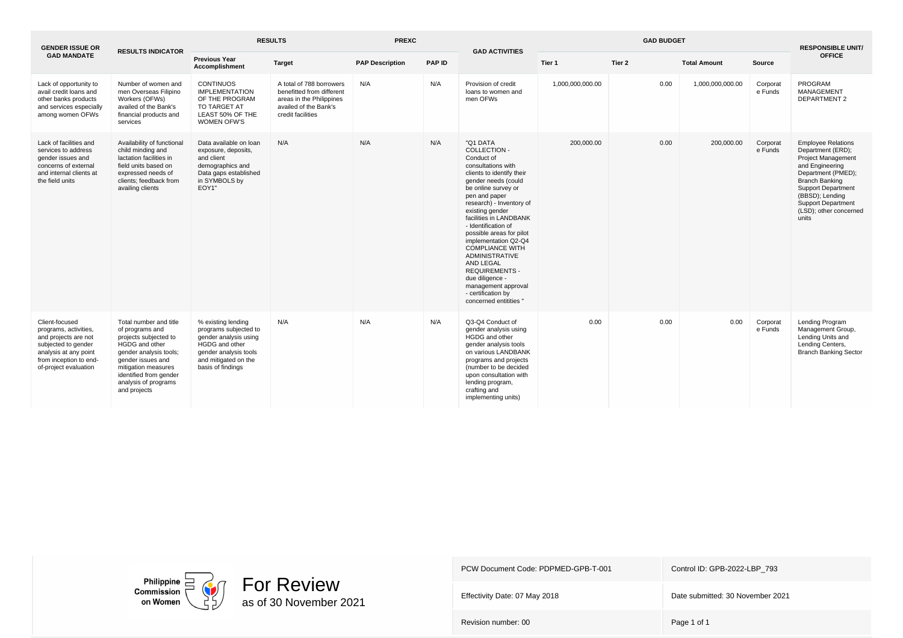| GENDER ISSUE OR GAD MANDATE | RESULTS INDICATOR | RESULTS | | PREXC | | GAD ACTIVITIES | GAD BUDGET | | | | RESPONSIBLE UNIT/ OFFICE |
|---|---|---|---|---|---|---|---|---|---|---|---|
| | | Previous Year Accomplishment | Target | PAP Description | PAP ID | | Tier 1 | Tier 2 | Total Amount | Source | |
| Lack of opportunity to avail credit loans and other banks products and services especially among women OFWs | Number of women and men Overseas Filipino Workers (OFWs) availed of the Bank's financial products and services | CONTINUOS IMPLEMENTATION OF THE PROGRAM TO TARGET AT LEAST 50% OF THE WOMEN OFW'S | A total of 788 borrowers benefitted from different areas in the Philippines availed of the Bank's credit facilities | N/A | N/A | Provision of credit loans to women and men OFWs | 1,000,000,000.00 | 0.00 | 1,000,000,000.00 | Corporate Funds | PROGRAM MANAGEMENT DEPARTMENT 2 |
| Lack of facilities and services to address gender issues and concerns of external and internal clients at the field units | Availability of functional child minding and lactation facilities in field units based on expressed needs of clients; feedback from availing clients | Data available on loan exposure, deposits, and client demographics and Data gaps established in SYMBOLS by EOY1" | N/A | N/A | N/A | "Q1 DATA COLLECTION - Conduct of consultations with clients to identify their gender needs (could be online survey or pen and paper research) - Inventory of existing gender facilities in LANDBANK - Identification of possible areas for pilot implementation Q2-Q4 COMPLIANCE WITH ADMINISTRATIVE AND LEGAL REQUIREMENTS - due diligence - management approval - certification by concerned entitities " | 200,000.00 | 0.00 | 200,000.00 | Corporate Funds | Employee Relations Department (ERD); Project Management and Engineering Department (PMED); Branch Banking Support Department (BBSD); Lending Support Department (LSD); other concerned units |
| Client-focused programs, activities, and projects are not subjected to gender analysis at any point from inception to end-of-project evaluation | Total number and title of programs and projects subjected to HGDG and other gender analysis tools; gender issues and mitigation measures identified from gender analysis of programs and projects | % existing lending programs subjected to gender analysis using HGDG and other gender analysis tools and mitigated on the basis of findings | N/A | N/A | N/A | Q3-Q4 Conduct of gender analysis using HGDG and other gender analysis tools on various LANDBANK programs and projects (number to be decided upon consultation with lending program, crafting and implementing units) | 0.00 | 0.00 | 0.00 | Corporate Funds | Lending Program Management Group, Lending Units and Lending Centers, Branch Banking Sector |

Philippine Commission on Women

For Review
as of 30 November 2021

| PCW Document Code: PDPMED-GPB-T-001 | Control ID: GPB-2022-LBP_793 |
|---|---|
| Effectivity Date: 07 May 2018 | Date submitted: 30 November 2021 |
| Revision number: 00 | Page 1 of 1 |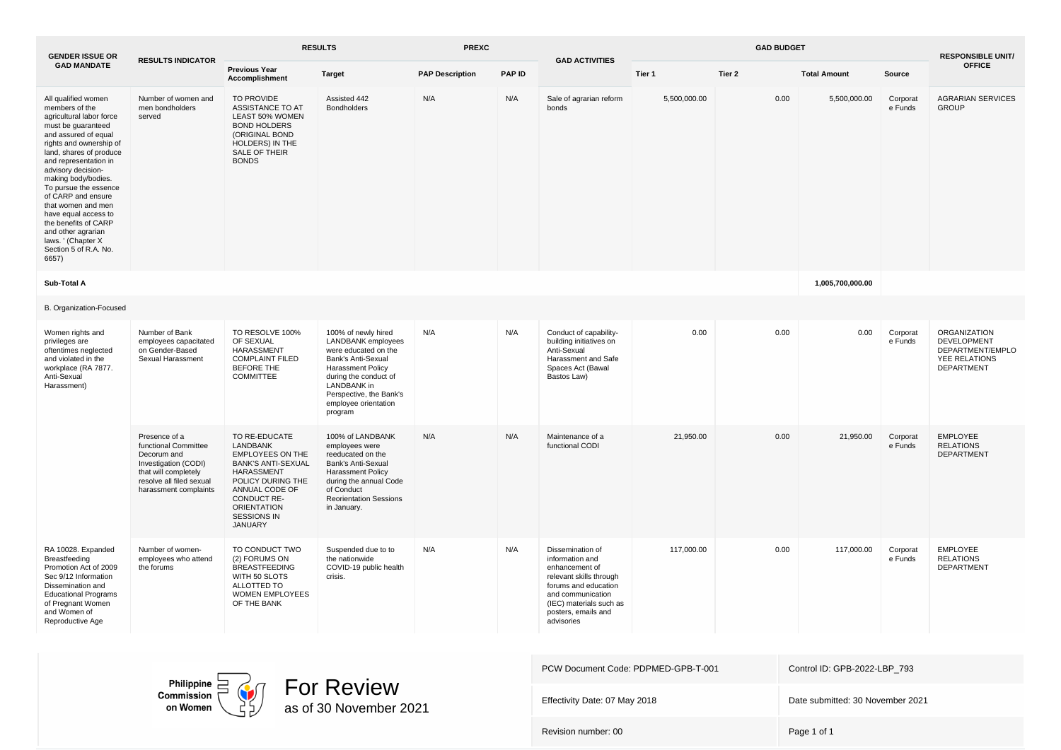| GENDER ISSUE OR GAD MANDATE | RESULTS INDICATOR | RESULTS | | PREXC | | GAD ACTIVITIES | GAD BUDGET | | | | RESPONSIBLE UNIT/ OFFICE |
|---|---|---|---|---|---|---|---|---|---|---|---|
| | | Previous Year Accomplishment | Target | PAP Description | PAP ID | | Tier 1 | Tier 2 | Total Amount | Source | |
| All qualified women members of the agricultural labor force must be guaranteed and assured of equal rights and ownership of land, shares of produce and representation in advisory decision-making body/bodies. To pursue the essence of CARP and ensure that women and men have equal access to the benefits of CARP and other agrarian laws. ' (Chapter X Section 5 of R.A. No. 6657) | Number of women and men bondholders served | TO PROVIDE ASSISTANCE TO AT LEAST 50% WOMEN BOND HOLDERS (ORIGINAL BOND HOLDERS) IN THE SALE OF THEIR BONDS | Assisted 442 Bondholders | N/A | N/A | Sale of agrarian reform bonds | 5,500,000.00 | 0.00 | 5,500,000.00 | Corporate Funds | AGRARIAN SERVICES GROUP |
| **Sub-Total A** | | | | | | | | | **1,005,700,000.00** | | |
| B. Organization-Focused | | | | | | | | | | | |
| Women rights and privileges are oftentimes neglected and violated in the workplace (RA 7877. Anti-Sexual Harassment) | Number of Bank employees capacitated on Gender-Based Sexual Harassment | TO RESOLVE 100% OF SEXUAL HARASSMENT COMPLAINT FILED BEFORE THE COMMITTEE | 100% of newly hired LANDBANK employees were educated on the Bank's Anti-Sexual Harassment Policy during the conduct of LANDBANK in Perspective, the Bank's employee orientation program | N/A | N/A | Conduct of capability-building initiatives on Anti-Sexual Harassment and Safe Spaces Act (Bawal Bastos Law) | 0.00 | 0.00 | 0.00 | Corporate Funds | ORGANIZATION DEVELOPMENT DEPARTMENT/EMPLOYEE RELATIONS DEPARTMENT |
| | Presence of a functional Committee Decorum and Investigation (CODI) that will completely resolve all filed sexual harassment complaints | TO RE-EDUCATE LANDBANK EMPLOYEES ON THE BANK'S ANTI-SEXUAL HARASSMENT POLICY DURING THE ANNUAL CODE OF CONDUCT RE-ORIENTATION SESSIONS IN JANUARY | 100% of LANDBANK employees were reeducated on the Bank's Anti-Sexual Harassment Policy during the annual Code of Conduct Reorientation Sessions in January. | N/A | N/A | Maintenance of a functional CODI | 21,950.00 | 0.00 | 21,950.00 | Corporate Funds | EMPLOYEE RELATIONS DEPARTMENT |
| RA 10028. Expanded Breastfeeding Promotion Act of 2009 Sec 9/12 Information Dissemination and Educational Programs of Pregnant Women and Women of Reproductive Age | Number of women-employees who attend the forums | TO CONDUCT TWO (2) FORUMS ON BREASTFEEDING WITH 50 SLOTS ALLOTTED TO WOMEN EMPLOYEES OF THE BANK | Suspended due to to the nationwide COVID-19 public health crisis. | N/A | N/A | Dissemination of information and enhancement of relevant skills through forums and education and communication (IEC) materials such as posters, emails and advisories | 117,000.00 | 0.00 | 117,000.00 | Corporate Funds | EMPLOYEE RELATIONS DEPARTMENT |

Philippine Commission on Women

For Review as of 30 November 2021

| PCW Document Code: PDPMED-GPB-T-001 | Control ID: GPB-2022-LBP_793 |
|---|---|
| Effectivity Date: 07 May 2018 | Date submitted: 30 November 2021 |
| Revision number: 00 | Page 1 of 1 |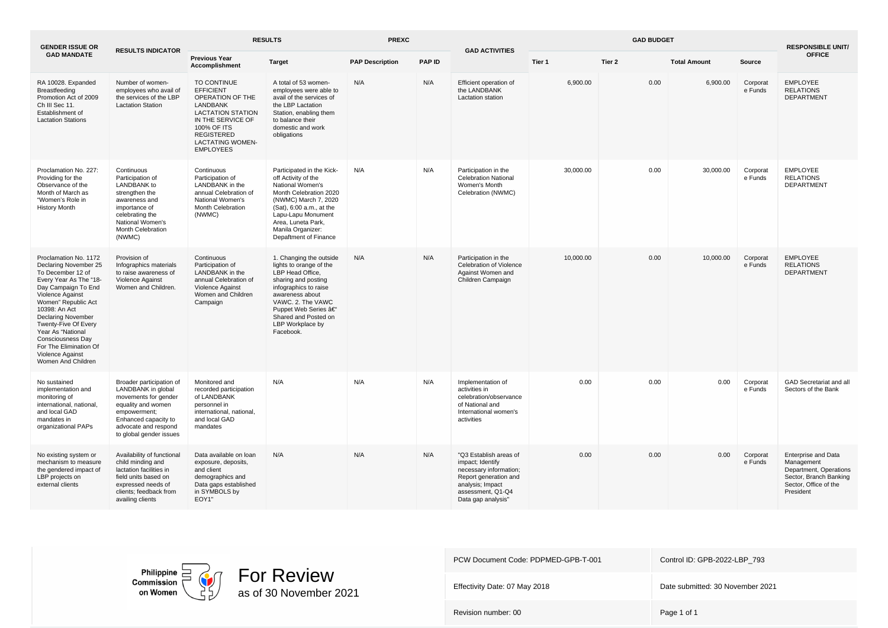| GENDER ISSUE OR GAD MANDATE | RESULTS INDICATOR | RESULTS | | PREXC | | GAD ACTIVITIES | GAD BUDGET | | | | RESPONSIBLE UNIT/ OFFICE |
|---|---|---|---|---|---|---|---|---|---|---|---|
| | | Previous Year Accomplishment | Target | PAP Description | PAP ID | | Tier 1 | Tier 2 | Total Amount | Source | |
| RA 10028. Expanded Breastfeeding Promotion Act of 2009 Ch III Sec 11. Establishment of Lactation Stations | Number of women-employees who avail of the services of the LBP Lactation Station | TO CONTINUE EFFICIENT OPERATION OF THE LANDBANK LACTATION STATION IN THE SERVICE OF 100% OF ITS REGISTERED LACTATING WOMEN-EMPLOYEES | A total of 53 women-employees were able to avail of the services of the LBP Lactation Station, enabling them to balance their domestic and work obligations | N/A | N/A | Efficient operation of the LANDBANK Lactation station | 6,900.00 | 0.00 | 6,900.00 | Corporate Funds | EMPLOYEE RELATIONS DEPARTMENT |
| Proclamation No. 227: Providing for the Observance of the Month of March as "Women's Role in History Month | Continuous Participation of LANDBANK to strengthen the awareness and importance of celebrating the National Women's Month Celebration (NWMC) | Continuous Participation of LANDBANK in the annual Celebration of National Women's Month Celebration (NWMC) | Participated in the Kick-off Activity of the National Women's Month Celebration 2020 (NWMC) March 7, 2020 (Sat), 6:00 a.m., at the Lapu-Lapu Monument Area, Luneta Park, Manila Organizer: Depaftment of Finance | N/A | N/A | Participation in the Celebration National Women's Month Celebration (NWMC) | 30,000.00 | 0.00 | 30,000.00 | Corporate Funds | EMPLOYEE RELATIONS DEPARTMENT |
| Proclamation No. 1172 Declaring November 25 To December 12 of Every Year As The "18-Day Campaign To End Violence Against Women" Republic Act 10398: An Act Declaring November Twenty-Five Of Every Year As "National Consciousness Day For The Elimination Of Violence Against Women And Children | Provision of Infographics materials to raise awareness of Violence Against Women and Children. | Continuous Participation of LANDBANK in the annual Celebration of Violence Against Women and Children Campaign | 1. Changing the outside lights to orange of the LBP Head Office, sharing and posting infographics to raise awareness about VAWC. 2. The VAWC Puppet Web Series â€" Shared and Posted on LBP Workplace by Facebook. | N/A | N/A | Participation in the Celebration of Violence Against Women and Children Campaign | 10,000.00 | 0.00 | 10,000.00 | Corporate Funds | EMPLOYEE RELATIONS DEPARTMENT |
| No sustained implementation and monitoring of international, national, and local GAD mandates in organizational PAPs | Broader participation of LANDBANK in global movements for gender equality and women empowerment; Enhanced capacity to advocate and respond to global gender issues | Monitored and recorded participation of LANDBANK personnel in international, national, and local GAD mandates | N/A | N/A | N/A | Implementation of activities in celebration/observance of National and International women's activities | 0.00 | 0.00 | 0.00 | Corporate Funds | GAD Secretariat and all Sectors of the Bank |
| No existing system or mechanism to measure the gendered impact of LBP projects on external clients | Availability of functional child minding and lactation facilities in field units based on expressed needs of clients; feedback from availing clients | Data available on loan exposure, deposits, and client demographics and Data gaps established in SYMBOLS by EOY1" | N/A | N/A | N/A | "Q3 Establish areas of impact; Identify necessary information; Report generation and analysis; Impact assessment, Q1-Q4 Data gap analysis" | 0.00 | 0.00 | 0.00 | Corporate Funds | Enterprise and Data Management Department, Operations Sector, Branch Banking Sector, Office of the President |

Philippine Commission on Women

For Review
as of 30 November 2021

| PCW Document Code: PDPMED-GPB-T-001 | Control ID: GPB-2022-LBP_793 |
|---|---|
| Effectivity Date: 07 May 2018 | Date submitted: 30 November 2021 |
| Revision number: 00 | Page 1 of 1 |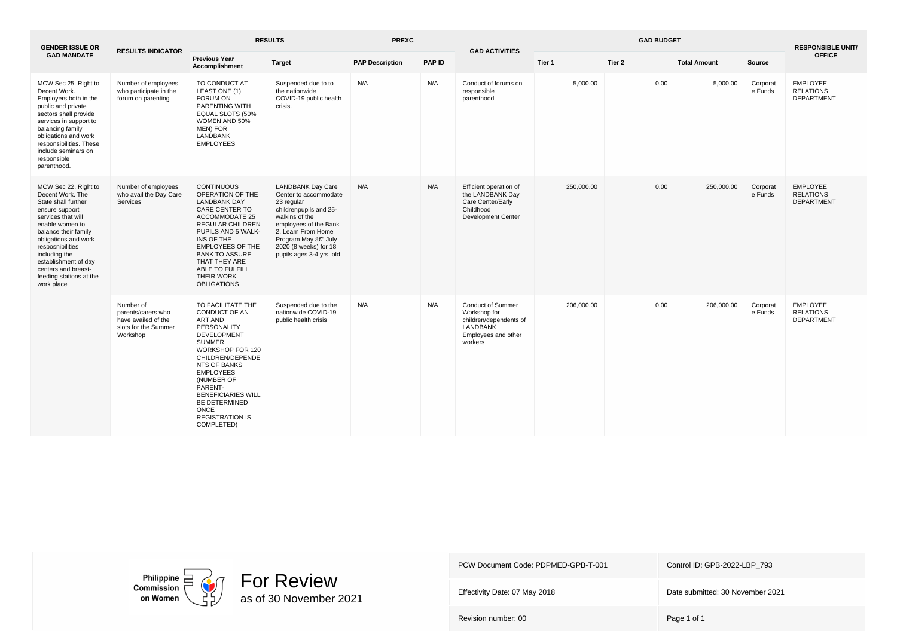| GENDER ISSUE OR GAD MANDATE | RESULTS INDICATOR | RESULTS | | PREXC | | GAD ACTIVITIES | GAD BUDGET | | | | RESPONSIBLE UNIT/ OFFICE |
|---|---|---|---|---|---|---|---|---|---|---|---|
| | | Previous Year Accomplishment | Target | PAP Description | PAP ID | | Tier 1 | Tier 2 | Total Amount | Source | |
| MCW Sec 25. Right to Decent Work. Employers both in the public and private sectors shall provide services in support to balancing family obligations and work responsibilities. These include seminars on responsible parenthood. | Number of employees who participate in the forum on parenting | TO CONDUCT AT LEAST ONE (1) FORUM ON PARENTING WITH EQUAL SLOTS (50% WOMEN AND 50% MEN) FOR LANDBANK EMPLOYEES | Suspended due to to the nationwide COVID-19 public health crisis. | N/A | N/A | Conduct of forums on responsible parenthood | 5,000.00 | 0.00 | 5,000.00 | Corporate Funds | EMPLOYEE RELATIONS DEPARTMENT |
| MCW Sec 22. Right to Decent Work. The State shall further ensure support services that will enable women to balance their family obligations and work resposnibilities including the establishment of day centers and breast-feeding stations at the work place | Number of employees who avail the Day Care Services | CONTINUOUS OPERATION OF THE LANDBANK DAY CARE CENTER TO ACCOMMODATE 25 REGULAR CHILDREN PUPILS AND 5 WALK-INS OF THE EMPLOYEES OF THE BANK TO ASSURE THAT THEY ARE ABLE TO FULFILL THEIR WORK OBLIGATIONS | LANDBANK Day Care Center to accommodate 23 regular childrenpupils and 25-walkins of the employees of the Bank 2. Learn From Home Program May â€" July 2020 (8 weeks) for 18 pupils ages 3-4 yrs. old | N/A | N/A | Efficient operation of the LANDBANK Day Care Center/Early Childhood Development Center | 250,000.00 | 0.00 | 250,000.00 | Corporate Funds | EMPLOYEE RELATIONS DEPARTMENT |
| | Number of parents/carers who have availed of the slots for the Summer Workshop | TO FACILITATE THE CONDUCT OF AN ART AND PERSONALITY DEVELOPMENT SUMMER WORKSHOP FOR 120 CHILDREN/DEPENDENTS OF BANKS EMPLOYEES (NUMBER OF PARENT-BENEFICIARIES WILL BE DETERMINED ONCE REGISTRATION IS COMPLETED) | Suspended due to the nationwide COVID-19 public health crisis | N/A | N/A | Conduct of Summer Workshop for children/dependents of LANDBANK Employees and other workers | 206,000.00 | 0.00 | 206,000.00 | Corporate Funds | EMPLOYEE RELATIONS DEPARTMENT |

Philippine Commission on Women

For Review
as of 30 November 2021

| PCW Document Code: PDPMED-GPB-T-001 | Control ID: GPB-2022-LBP_793 |
|---|---|
| Effectivity Date: 07 May 2018 | Date submitted: 30 November 2021 |
| Revision number: 00 | Page 1 of 1 |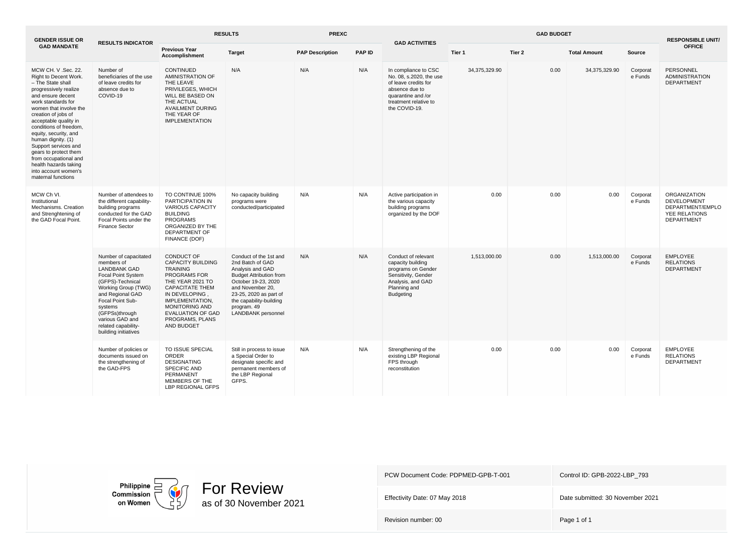| GENDER ISSUE OR GAD MANDATE | RESULTS INDICATOR | RESULTS | | PREXC | | GAD ACTIVITIES | GAD BUDGET | | | | RESPONSIBLE UNIT/ OFFICE |
|---|---|---|---|---|---|---|---|---|---|---|---|
| | | Previous Year Accomplishment | Target | PAP Description | PAP ID | | Tier 1 | Tier 2 | Total Amount | Source | |
| MCW CH. V .Sec. 22. Right to Decent Work. – The State shall progressively realize and ensure decent work standards for women that involve the creation of jobs of acceptable quality in conditions of freedom, equity, security, and human dignity. (1) Support services and gears to protect them from occupational and health hazards taking into account women's maternal functions | Number of beneficiaries of the use of leave credits for absence due to COVID-19 | CONTINUED AMINISTRATION OF THE LEAVE PRIVILEGES, WHICH WILL BE BASED ON THE ACTUAL AVAILMENT DURING THE YEAR OF IMPLEMENTATION | N/A | N/A | N/A | In compliance to CSC No. 08, s.2020, the use of leave credits for absence due to quarantine and /or treatment relative to the COVID-19. | 34,375,329.90 | 0.00 | 34,375,329.90 | Corporate Funds | PERSONNEL ADMINISTRATION DEPARTMENT |
| MCW Ch VI. Institutional Mechanisms. Creation and Strenghtening of the GAD Focal Point. | Number of attendees to the different capability-building programs conducted for the GAD Focal Points under the Finance Sector | TO CONTINUE 100% PARTICIPATION IN VARIOUS CAPACITY BUILDING PROGRAMS ORGANIZED BY THE DEPARTMENT OF FINANCE (DOF) | No capacity building programs were conducted/participated | N/A | N/A | Active participation in the various capacity building programs organized by the DOF | 0.00 | 0.00 | 0.00 | Corporate Funds | ORGANIZATION DEVELOPMENT DEPARTMENT/EMPLOYEE RELATIONS DEPARTMENT |
| | Number of capacitated members of LANDBANK GAD Focal Point System (GFPS)-Technical Working Group (TWG) and Regional GAD Focal Point Sub-systems (GFPSs)through various GAD and related capability-building initiatives | CONDUCT OF CAPACITY BUILDING TRAINING PROGRAMS FOR THE YEAR 2021 TO CAPACITATE THEM IN DEVELOPING , IMPLEMENTATION, MONITORING AND EVALUATION OF GAD PROGRAMS, PLANS AND BUDGET | Conduct of the 1st and 2nd Batch of GAD Analysis and GAD Budget Attribution from October 19-23, 2020 and November 20, 23-25, 2020 as part of the capability-building program. 49 LANDBANK personnel | N/A | N/A | Conduct of relevant capacity building programs on Gender Sensitivity, Gender Analysis, and GAD Planning and Budgeting | 1,513,000.00 | 0.00 | 1,513,000.00 | Corporate Funds | EMPLOYEE RELATIONS DEPARTMENT |
| | Number of policies or documents issued on the strengthening of the GAD-FPS | TO ISSUE SPECIAL ORDER DESIGNATING SPECIFIC AND PERMANENT MEMBERS OF THE LBP REGIONAL GFPS | Still in process to issue a Special Order to designate specific and permanent members of the LBP Regional GFPS. | N/A | N/A | Strengthening of the existing LBP Regional FPS through reconstitution | 0.00 | 0.00 | 0.00 | Corporate Funds | EMPLOYEE RELATIONS DEPARTMENT |

Philippine Commission on Women

For Review
as of 30 November 2021

| PCW Document Code: PDPMED-GPB-T-001 | Control ID: GPB-2022-LBP_793 |
|---|---|
| Effectivity Date: 07 May 2018 | Date submitted: 30 November 2021 |
| Revision number: 00 | |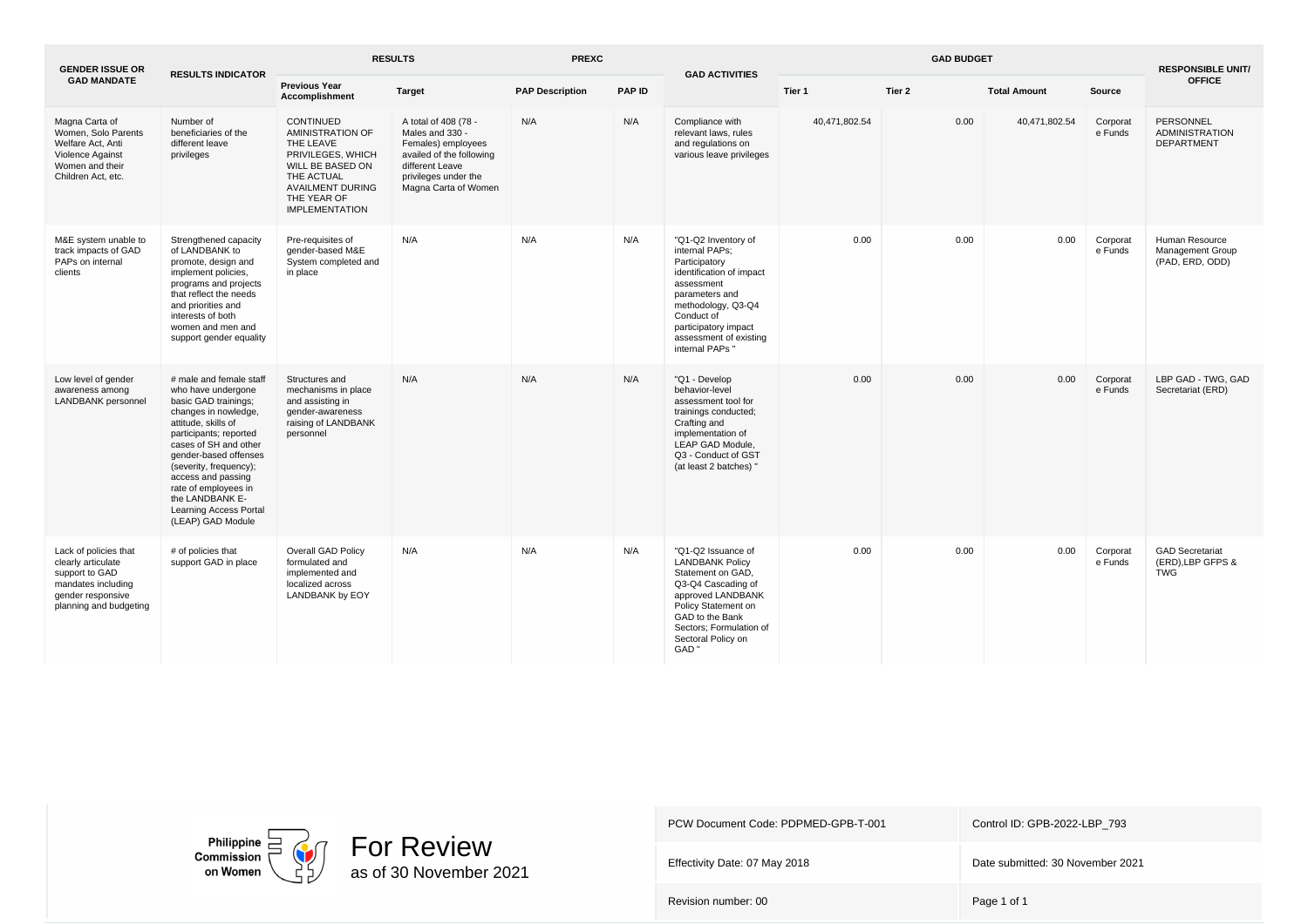| GENDER ISSUE OR GAD MANDATE | RESULTS INDICATOR | RESULTS | | PREXC | | GAD ACTIVITIES | GAD BUDGET | | | | RESPONSIBLE UNIT/ OFFICE |
|---|---|---|---|---|---|---|---|---|---|---|---|
| | | Previous Year Accomplishment | Target | PAP Description | PAP ID | | Tier 1 | Tier 2 | Total Amount | Source | |
| Magna Carta of Women, Solo Parents Welfare Act, Anti Violence Against Women and their Children Act, etc. | Number of beneficiaries of the different leave privileges | CONTINUED AMINISTRATION OF THE LEAVE PRIVILEGES, WHICH WILL BE BASED ON THE ACTUAL AVAILMENT DURING THE YEAR OF IMPLEMENTATION | A total of 408 (78 - Males and 330 - Females) employees availed of the following different Leave privileges under the Magna Carta of Women | N/A | N/A | Compliance with relevant laws, rules and regulations on various leave privileges | 40,471,802.54 | 0.00 | 40,471,802.54 | Corporate Funds | PERSONNEL ADMINISTRATION DEPARTMENT |
| M&E system unable to track impacts of GAD PAPs on internal clients | Strengthened capacity of LANDBANK to promote, design and implement policies, programs and projects that reflect the needs and priorities and interests of both women and men and support gender equality | Pre-requisites of gender-based M&E System completed and in place | N/A | N/A | N/A | "Q1-Q2 Inventory of internal PAPs; Participatory identification of impact assessment parameters and methodology, Q3-Q4 Conduct of participatory impact assessment of existing internal PAPs " | 0.00 | 0.00 | 0.00 | Corporate Funds | Human Resource Management Group (PAD, ERD, ODD) |
| Low level of gender awareness among LANDBANK personnel | # male and female staff who have undergone basic GAD trainings; changes in nowledge, attitude, skills of participants; reported cases of SH and other gender-based offenses (severity, frequency); access and passing rate of employees in the LANDBANK E-Learning Access Portal (LEAP) GAD Module | Structures and mechanisms in place and assisting in gender-awareness raising of LANDBANK personnel | N/A | N/A | N/A | "Q1 - Develop behavior-level assessment tool for trainings conducted; Crafting and implementation of LEAP GAD Module, Q3 - Conduct of GST (at least 2 batches) " | 0.00 | 0.00 | 0.00 | Corporate Funds | LBP GAD - TWG, GAD Secretariat (ERD) |
| Lack of policies that clearly articulate support to GAD mandates including gender responsive planning and budgeting | # of policies that support GAD in place | Overall GAD Policy formulated and implemented and localized across LANDBANK by EOY | N/A | N/A | N/A | "Q1-Q2 Issuance of LANDBANK Policy Statement on GAD, Q3-Q4 Cascading of approved LANDBANK Policy Statement on GAD to the Bank Sectors; Formulation of Sectoral Policy on GAD " | 0.00 | 0.00 | 0.00 | Corporate Funds | GAD Secretariat (ERD),LBP GFPS & TWG |

Philippine Commission on Women

For Review
as of 30 November 2021

| | |
|---|---|
| PCW Document Code: PDPMED-GPB-T-001 | Control ID: GPB-2022-LBP_793 |
| Effectivity Date: 07 May 2018 | Date submitted: 30 November 2021 |
| Revision number: 00 | Page 1 of 1 |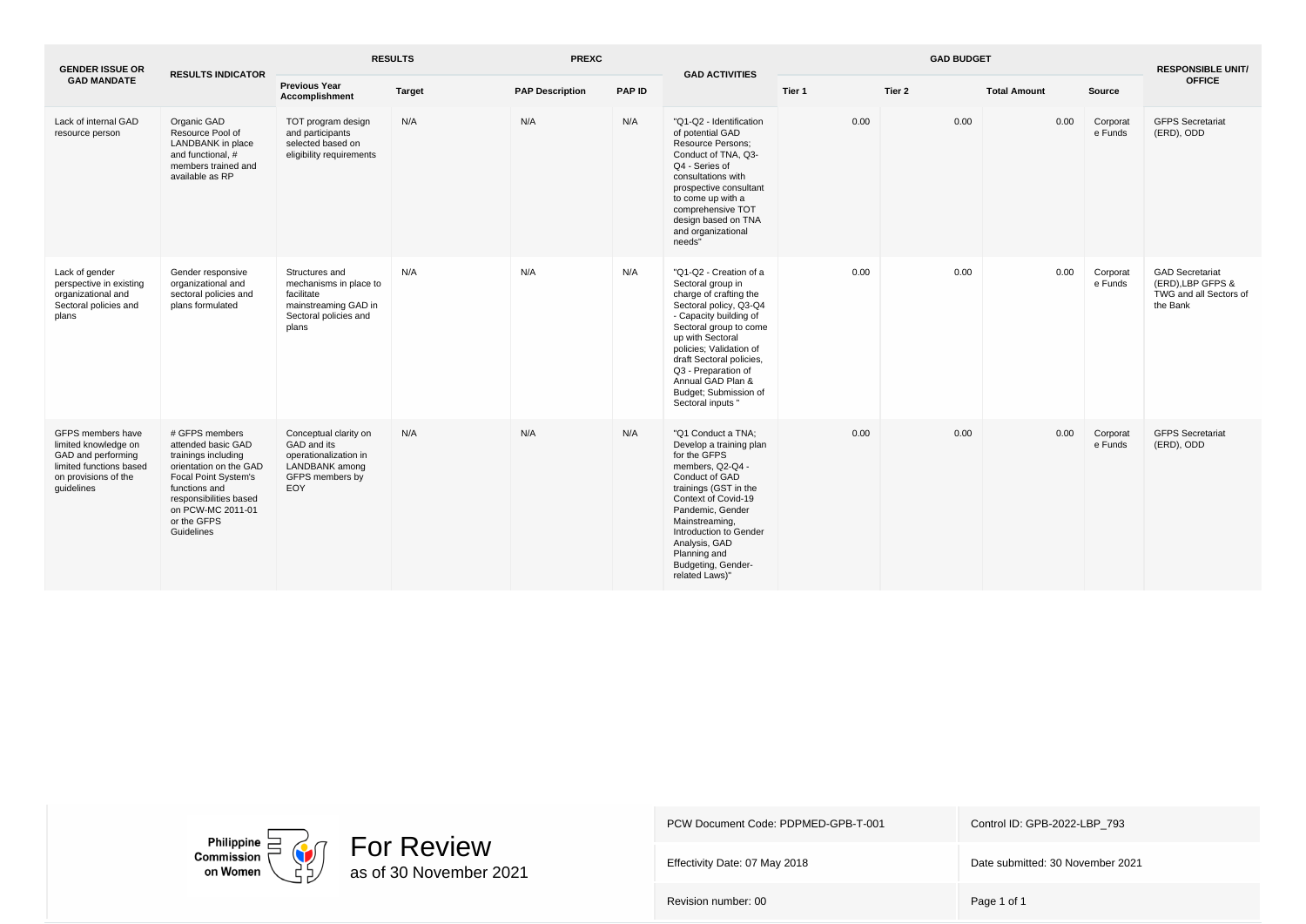| GENDER ISSUE OR GAD MANDATE | RESULTS INDICATOR | RESULTS | | PREXC | | GAD ACTIVITIES | GAD BUDGET | | | | RESPONSIBLE UNIT/ OFFICE |
|---|---|---|---|---|---|---|---|---|---|---|---|
| | | Previous Year Accomplishment | Target | PAP Description | PAP ID | | Tier 1 | Tier 2 | Total Amount | Source | |
| Lack of internal GAD resource person | Organic GAD Resource Pool of LANDBANK in place and functional, # members trained and available as RP | TOT program design and participants selected based on eligibility requirements | N/A | N/A | N/A | "Q1-Q2 - Identification of potential GAD Resource Persons; Conduct of TNA, Q3-Q4 - Series of consultations with prospective consultant to come up with a comprehensive TOT design based on TNA and organizational needs" | 0.00 | 0.00 | 0.00 | Corporate Funds | GFPS Secretariat (ERD), ODD |
| Lack of gender perspective in existing organizational and Sectoral policies and plans | Gender responsive organizational and sectoral policies and plans formulated | Structures and mechanisms in place to facilitate mainstreaming GAD in Sectoral policies and plans | N/A | N/A | N/A | "Q1-Q2 - Creation of a Sectoral group in charge of crafting the Sectoral policy, Q3-Q4 - Capacity building of Sectoral group to come up with Sectoral policies; Validation of draft Sectoral policies, Q3 - Preparation of Annual GAD Plan & Budget; Submission of Sectoral inputs " | 0.00 | 0.00 | 0.00 | Corporate Funds | GAD Secretariat (ERD),LBP GFPS & TWG and all Sectors of the Bank |
| GFPS members have limited knowledge on GAD and performing limited functions based on provisions of the guidelines | # GFPS members attended basic GAD trainings including orientation on the GAD Focal Point System's functions and responsibilities based on PCW-MC 2011-01 or the GFPS Guidelines | Conceptual clarity on GAD and its operationalization in LANDBANK among GFPS members by EOY | N/A | N/A | N/A | "Q1 Conduct a TNA; Develop a training plan for the GFPS members, Q2-Q4 - Conduct of GAD trainings (GST in the Context of Covid-19 Pandemic, Gender Mainstreaming, Introduction to Gender Analysis, GAD Planning and Budgeting, Gender-related Laws)" | 0.00 | 0.00 | 0.00 | Corporate Funds | GFPS Secretariat (ERD), ODD |

Philippine Commission on Women

For Review
as of 30 November 2021

| PCW Document Code: PDPMED-GPB-T-001 | Control ID: GPB-2022-LBP_793 |
|---|---|
| Effectivity Date: 07 May 2018 | Date submitted: 30 November 2021 |
| Revision number: 00 | Page 1 of 1 |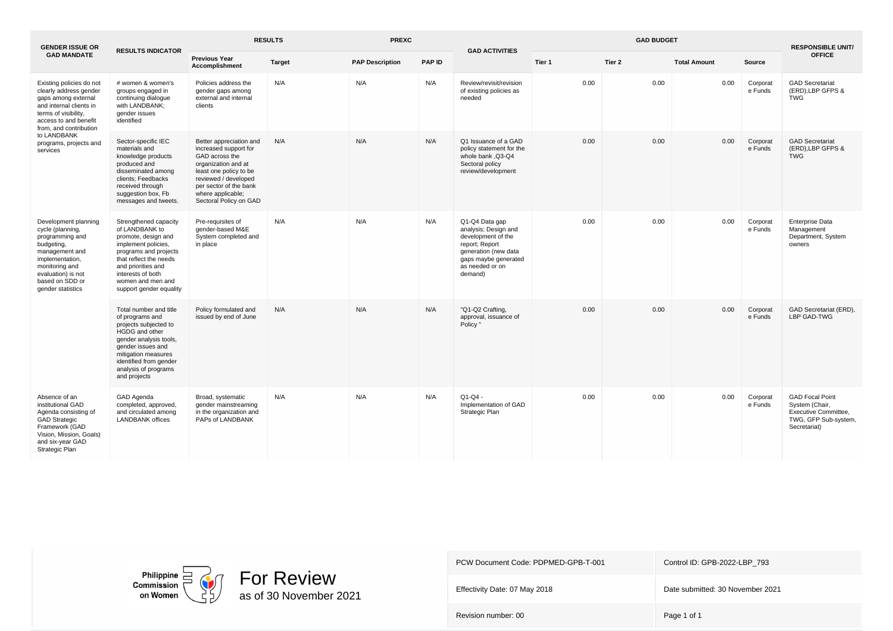| GENDER ISSUE OR GAD MANDATE | RESULTS INDICATOR | RESULTS | | PREXC | | GAD ACTIVITIES | GAD BUDGET | | | | RESPONSIBLE UNIT/ OFFICE |
|---|---|---|---|---|---|---|---|---|---|---|---|
| | | Previous Year Accomplishment | Target | PAP Description | PAP ID | | Tier 1 | Tier 2 | Total Amount | Source | |
| Existing policies do not clearly address gender gaps among external and internal clients in terms of visibility, access to and benefit from, and contribution to LANDBANK programs, projects and services | # women & women's groups engaged in continuing dialogue with LANDBANK; gender issues identified | Policies address the gender gaps among external and internal clients | N/A | N/A | N/A | Review/revisit/revision of existing policies as needed | 0.00 | 0.00 | 0.00 | Corporate Funds | GAD Secretariat (ERD),LBP GFPS & TWG |
| | Sector-specific IEC materials and knowledge products produced and disseminated among clients; Feedbacks received through suggestion box, Fb messages and tweets. | Better appreciation and increased support for GAD across the organization and at least one policy to be reviewed / developed per sector of the bank where applicable; Sectoral Policy on GAD | N/A | N/A | N/A | Q1 Issuance of a GAD policy statement for the whole bank ,Q3-Q4 Sectoral policy review/development | 0.00 | 0.00 | 0.00 | Corporate Funds | GAD Secretariat (ERD),LBP GFPS & TWG |
| Development planning cycle (planning, programming and budgeting, management and implementation, monitoring and evaluation) is not based on SDD or gender statistics | Strengthened capacity of LANDBANK to promote, design and implement policies, programs and projects that reflect the needs and priorities and interests of both women and men and support gender equality | Pre-requisites of gender-based M&E System completed and in place | N/A | N/A | N/A | Q1-Q4 Data gap analysis; Design and development of the report; Report generation (new data gaps maybe generated as needed or on demand) | 0.00 | 0.00 | 0.00 | Corporate Funds | Enterprise Data Management Department, System owners |
| | Total number and title of programs and projects subjected to HGDG and other gender analysis tools, gender issues and mitigation measures identified from gender analysis of programs and projects | Policy formulated and issued by end of June | N/A | N/A | N/A | "Q1-Q2 Crafting, approval, issuance of Policy " | 0.00 | 0.00 | 0.00 | Corporate Funds | GAD Secretariat (ERD), LBP GAD-TWG |
| Absence of an institutional GAD Agenda consisting of GAD Strategic Framework (GAD Vision, Mission, Goals) and six-year GAD Strategic Plan | GAD Agenda completed, approved, and circulated among LANDBANK offices | Broad, systematic gender mainstreaming in the organization and PAPs of LANDBANK | N/A | N/A | N/A | Q1-Q4 - Implementation of GAD Strategic Plan | 0.00 | 0.00 | 0.00 | Corporate Funds | GAD Focal Point System (Chair, Executive Committee, TWG, GFP Sub-system, Secretariat) |

Philippine Commission on Women

For Review
as of 30 November 2021

| | |
|---|---|
| PCW Document Code: PDPMED-GPB-T-001 | Control ID: GPB-2022-LBP_793 |
| Effectivity Date: 07 May 2018 | Date submitted: 30 November 2021 |
| Revision number: 00 | Page 1 of 1 |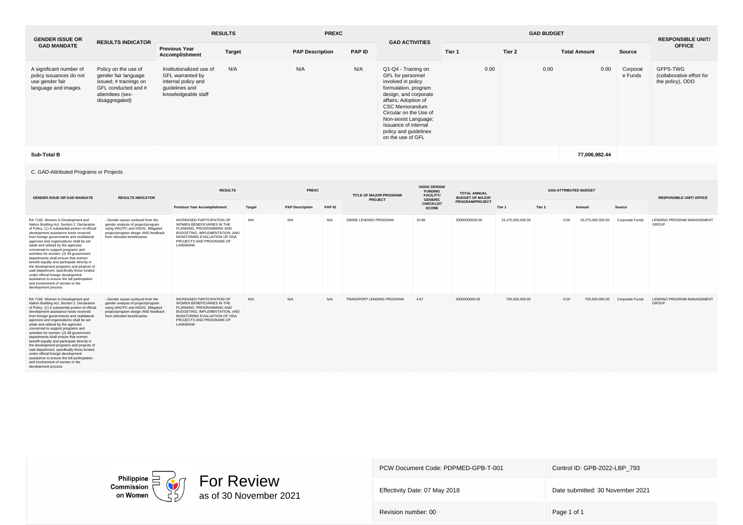| GENDER ISSUE OR GAD MANDATE | RESULTS INDICATOR | RESULTS | | PREXC | | GAD ACTIVITIES | GAD BUDGET | | | | RESPONSIBLE UNIT/ OFFICE |
|---|---|---|---|---|---|---|---|---|---|---|---|
| | | Previous Year Accomplishment | Target | PAP Description | PAP ID | | Tier 1 | Tier 2 | Total Amount | Source | |
| A significant number of policy issuances do not use gender fair language and images | Policy on the use of gender fair language issued; # trainings on GFL conducted and # attendees (sex-disaggregated) | Institutionalized use of GFL warranted by internal policy and guidelines and knowledgeable staff | N/A | N/A | N/A | Q1-Q4 - Training on GFL for personnel involved in policy formulation, program design, and corporate affairs; Adoption of CSC Memorandum Circular on the Use of Non-sexist Language; Issuance of internal policy and guidelines on the use of GFL | 0.00 | 0.00 | 0.00 | Corporate Funds | GFPS-TWG (collaborative effort for the policy), ODD |
| **Sub-Total B** | | | | | | | | | **77,006,982.44** | | |

C. GAD-Attributed Programs or Projects

| GENDER ISSUE OR GAD MANDATE | RESULTS INDICATOR | RESULTS | | PREXC | | TITLE OF MAJOR PROGRAM/ PROJECT | HGDG DESIGN/ FUNDING FACILITY/ GENERIC CHECKLIST SCORE | TOTAL ANNUAL BUDGET OF MAJOR PROGRAM/PROJECT | GAD-ATTRIBUTED BUDGET | | | | RESPONSIBLE UNIT/ OFFICE |
|---|---|---|---|---|---|---|---|---|---|---|---|---|---|
| | | Previous Year Accomplishment | Target | PAP Description | PAP ID | | | | Tier 1 | Tier 2 | Amount | Source | |
| RA 7192. Women in Development and Nation Building Act, Section 2. Declaration of Policy. (1) A substantial portion of official development assistance funds received from foreign governments and multilateral agencies and organizations shall be set aside and utilized by the agencies concerned to support programs and activities for women; (2) All government departments shall ensure that women benefit equally and participate directly in the development programs and projects of said department, specifically those funded under official foreign development assistance to ensure the full participation and involvement of women in the development process | - Gender issues surfaced from the gender analysis of project/program using WACPC and HGDG. Mitigated project/program design AND feedback from intended beneficiaries | INCREASED PARTICIPATION OF WOMEN BENEFICIARIES IN THE PLANNING, PROGRAMMING AND BUDGETING, IMPLEMENTATION, AND MONITORING EVALUATION OF ODA PROJECTS AND PROGRAMS OF LANDBANK | N/A | N/A | N/A | SWINE LENDING PROGRAM | 10.85 | 30000000000.00 | 16,275,000,000.00 | 0.00 | 16,275,000,000.00 | Corporate Funds | LENDING PROGRAM MANAGEMENT GROUP |
| RA 7192. Women in Development and Nation Building Act, Section 2. Declaration of Policy. (1) A substantial portion of official development assistance funds received from foreign governments and multilateral agencies and organizations shall be set aside and utilized by the agencies concerned to support programs and activities for women; (2) All government departments shall ensure that women benefit equally and participate directly in the development programs and projects of said department, specifically those funded under official foreign development assistance to ensure the full participation and involvement of women in the development process | - Gender issues surfaced from the gender analysis of project/program using WACPC and HGDG. Mitigated project/program design AND feedback from intended beneficiaries | INCREASED PARTICIPATION OF WOMEN BENEFICIARIES IN THE PLANNING, PROGRAMMING AND BUDGETING, IMPLEMENTATION, AND MONITORING EVALUATION OF ODA PROJECTS AND PROGRAMS OF LANDBANK | N/A | N/A | N/A | TRANSPORT LENDING PROGRAM | 4.67 | 3000000000.00 | 700,500,000.00 | 0.00 | 700,500,000.00 | Corporate Funds | LENDING PROGRAM MANAGEMENT GROUP |

For Review as of 30 November 2021

| PCW Document Code: PDPMED-GPB-T-001 | Control ID: GPB-2022-LBP_793 |
|---|---|
| Effectivity Date: 07 May 2018 | Date submitted: 30 November 2021 |
| Revision number: 00 | Page 1 of 1 |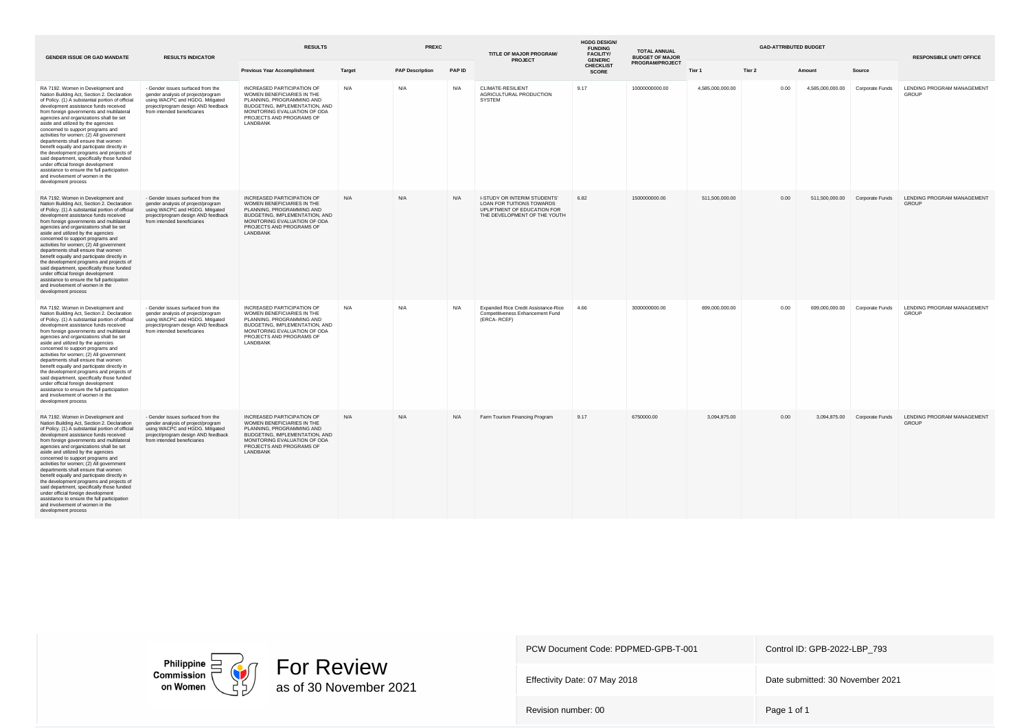| GENDER ISSUE OR GAD MANDATE | RESULTS INDICATOR | RESULTS | | PREXC | | TITLE OF MAJOR PROGRAM/ PROJECT | HGDG DESIGN/ FUNDING FACILITY/ GENERIC CHECKLIST SCORE | TOTAL ANNUAL BUDGET OF MAJOR PROGRAM/PROJECT | GAD-ATTRIBUTED BUDGET | | | | RESPONSIBLE UNIT/ OFFICE |
|---|---|---|---|---|---|---|---|---|---|---|---|---|---|
| | | Previous Year Accomplishment | Target | PAP Description | PAP ID | | | | Tier 1 | Tier 2 | Amount | Source | |
| RA 7192. Women in Development and Nation Building Act, Section 2. Declaration of Policy. (1) A substantial portion of official development assistance funds received from foreign governments and multilateral agencies and organizations shall be set aside and utilized by the agencies concerned to support programs and activities for women; (2) All government departments shall ensure that women benefit equally and participate directly in the development programs and projects of said department, specifically those funded under official foreign development assistance to ensure the full participation and involvement of women in the development process | - Gender issues surfaced from the gender analysis of project/program using WACPC and HGDG. Mitigated project/program design AND feedback from intended beneficiaries | INCREASED PARTICIPATION OF WOMEN BENEFICIARIES IN THE PLANNING, PROGRAMMING AND BUDGETING, IMPLEMENTATION, AND MONITORING EVALUATION OF ODA PROJECTS AND PROGRAMS OF LANDBANK | N/A | N/A | N/A | CLIMATE-RESILIENT AGRICULTURAL PRODUCTION SYSTEM | 9.17 | 10000000000.00 | 4,585,000,000.00 | 0.00 | 4,585,000,000.00 | Corporate Funds | LENDING PROGRAM MANAGEMENT GROUP |
| RA 7192. Women in Development and Nation Building Act, Section 2. Declaration of Policy. (1) A substantial portion of official development assistance funds received from foreign governments and multilateral agencies and organizations shall be set aside and utilized by the agencies concerned to support programs and activities for women; (2) All government departments shall ensure that women benefit equally and participate directly in the development programs and projects of said department, specifically those funded under official foreign development assistance to ensure the full participation and involvement of women in the development process | - Gender issues surfaced from the gender analysis of project/program using WACPC and HGDG. Mitigated project/program design AND feedback from intended beneficiaries | INCREASED PARTICIPATION OF WOMEN BENEFICIARIES IN THE PLANNING, PROGRAMMING AND BUDGETING, IMPLEMENTATION, AND MONITORING EVALUATION OF ODA PROJECTS AND PROGRAMS OF LANDBANK | N/A | N/A | N/A | I-STUDY OR INTERIM STUDENTS' LOAN FOR TUITIONS TOWARDS UPLIFTMENT OF EDUCATION FOR THE DEVELOPMENT OF THE YOUTH | 6.82 | 1500000000.00 | 511,500,000.00 | 0.00 | 511,500,000.00 | Corporate Funds | LENDING PROGRAM MANAGEMENT GROUP |
| RA 7192. Women in Development and Nation Building Act, Section 2. Declaration of Policy. (1) A substantial portion of official development assistance funds received from foreign governments and multilateral agencies and organizations shall be set aside and utilized by the agencies concerned to support programs and activities for women; (2) All government departments shall ensure that women benefit equally and participate directly in the development programs and projects of said department, specifically those funded under official foreign development assistance to ensure the full participation and involvement of women in the development process | - Gender issues surfaced from the gender analysis of project/program using WACPC and HGDG. Mitigated project/program design AND feedback from intended beneficiaries | INCREASED PARTICIPATION OF WOMEN BENEFICIARIES IN THE PLANNING, PROGRAMMING AND BUDGETING, IMPLEMENTATION, AND MONITORING EVALUATION OF ODA PROJECTS AND PROGRAMS OF LANDBANK | N/A | N/A | N/A | Expanded Rice Credit Assistance-Rice Competitiveness Enhancement Fund (ERCA- RCEF) | 4.66 | 3000000000.00 | 699,000,000.00 | 0.00 | 699,000,000.00 | Corporate Funds | LENDING PROGRAM MANAGEMENT GROUP |
| RA 7192. Women in Development and Nation Building Act, Section 2. Declaration of Policy. (1) A substantial portion of official development assistance funds received from foreign governments and multilateral agencies and organizations shall be set aside and utilized by the agencies concerned to support programs and activities for women; (2) All government departments shall ensure that women benefit equally and participate directly in the development programs and projects of said department, specifically those funded under official foreign development assistance to ensure the full participation and involvement of women in the development process | - Gender issues surfaced from the gender analysis of project/program using WACPC and HGDG. Mitigated project/program design AND feedback from intended beneficiaries | INCREASED PARTICIPATION OF WOMEN BENEFICIARIES IN THE PLANNING, PROGRAMMING AND BUDGETING, IMPLEMENTATION, AND MONITORING EVALUATION OF ODA PROJECTS AND PROGRAMS OF LANDBANK | N/A | N/A | N/A | Farm Tourism Financing Program | 9.17 | 6750000.00 | 3,094,875.00 | 0.00 | 3,094,875.00 | Corporate Funds | LENDING PROGRAM MANAGEMENT GROUP |

Philippine Commission on Women

For Review
as of 30 November 2021

| PCW Document Code: PDPMED-GPB-T-001 | Control ID: GPB-2022-LBP_793 |
|---|---|
| Effectivity Date: 07 May 2018 | Date submitted: 30 November 2021 |
| Revision number: 00 | Page 1 of 1 |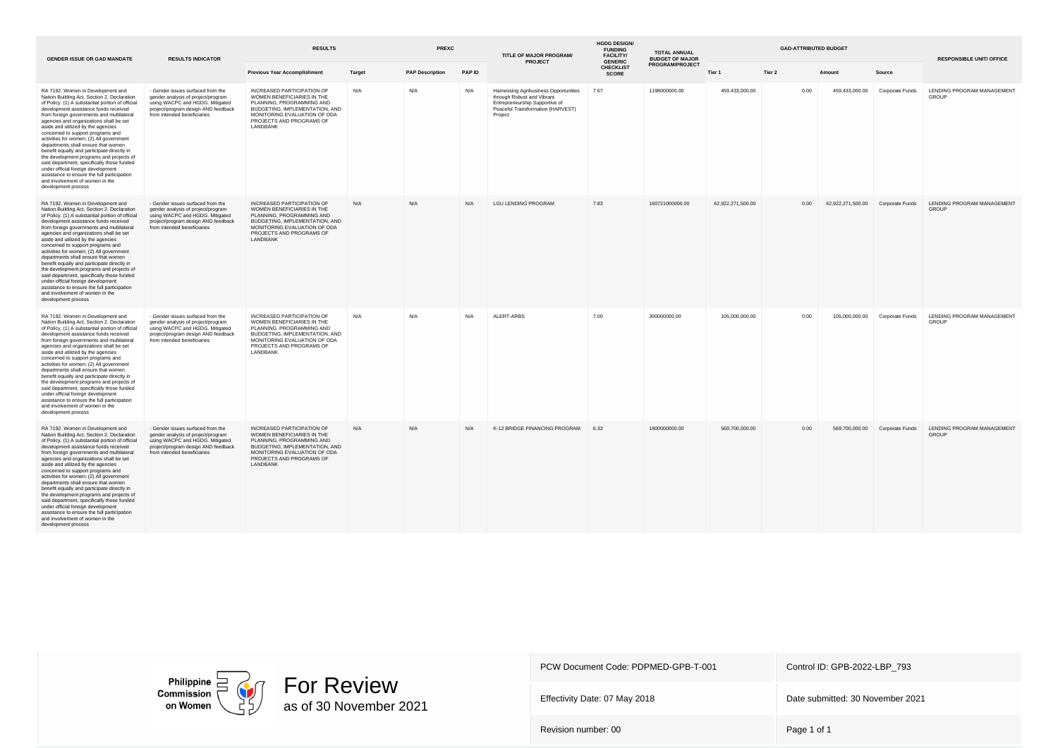| GENDER ISSUE OR GAD MANDATE | RESULTS INDICATOR | RESULTS | | PREXC | | TITLE OF MAJOR PROGRAM/ PROJECT | HGDG DESIGN/ FUNDING FACILITY/ GENERIC CHECKLIST SCORE | TOTAL ANNUAL BUDGET OF MAJOR PROGRAM/PROJECT | GAD-ATTRIBUTED BUDGET | | | | RESPONSIBLE UNIT/ OFFICE |
|---|---|---|---|---|---|---|---|---|---|---|---|---|---|
| | | Previous Year Accomplishment | Target | PAP Description | PAP ID | | | | Tier 1 | Tier 2 | Amount | Source | |
| RA 7192. Women in Development and Nation Building Act, Section 2. Declaration of Policy. (1) A substantial portion of official development assistance funds received from foreign governments and multilateral agencies and organizations shall be set aside and utilized by the agencies concerned to support programs and activities for women; (2) All government departments shall ensure that women benefit equally and participate directly in the development programs and projects of said department, specifically those funded under official foreign development assistance to ensure the full participation and involvement of women in the development process | - Gender issues surfaced from the gender analysis of project/program using WACPC and HGDG. Mitigated project/program design AND feedback from intended beneficiaries | INCREASED PARTICIPATION OF WOMEN BENEFICIARIES IN THE PLANNING, PROGRAMMING AND BUDGETING, IMPLEMENTATION, AND MONITORING EVALUATION OF ODA PROJECTS AND PROGRAMS OF LANDBANK | N/A | N/A | N/A | Harnessing Agribusiness Opportunities through Robust and Vibrant Entrepreneurship Supportive of Peaceful Transformation (HARVEST) Project | 7.67 | 1198000000.00 | 459,433,000.00 | 0.00 | 459,433,000.00 | Corporate Funds | LENDING PROGRAM MANAGEMENT GROUP |
| RA 7192. Women in Development and Nation Building Act, Section 2. Declaration of Policy. (1) A substantial portion of official development assistance funds received from foreign governments and multilateral agencies and organizations shall be set aside and utilized by the agencies concerned to support programs and activities for women; (2) All government departments shall ensure that women benefit equally and participate directly in the development programs and projects of said department, specifically those funded under official foreign development assistance to ensure the full participation and involvement of women in the development process | - Gender issues surfaced from the gender analysis of project/program using WACPC and HGDG. Mitigated project/program design AND feedback from intended beneficiaries | INCREASED PARTICIPATION OF WOMEN BENEFICIARIES IN THE PLANNING, PROGRAMMING AND BUDGETING, IMPLEMENTATION, AND MONITORING EVALUATION OF ODA PROJECTS AND PROGRAMS OF LANDBANK | N/A | N/A | N/A | LGU LENDING PROGRAM | 7.83 | 160721000000.00 | 62,922,271,500.00 | 0.00 | 62,922,271,500.00 | Corporate Funds | LENDING PROGRAM MANAGEMENT GROUP |
| RA 7192. Women in Development and Nation Building Act, Section 2. Declaration of Policy. (1) A substantial portion of official development assistance funds received from foreign governments and multilateral agencies and organizations shall be set aside and utilized by the agencies concerned to support programs and activities for women; (2) All government departments shall ensure that women benefit equally and participate directly in the development programs and projects of said department, specifically those funded under official foreign development assistance to ensure the full participation and involvement of women in the development process | - Gender issues surfaced from the gender analysis of project/program using WACPC and HGDG. Mitigated project/program design AND feedback from intended beneficiaries | INCREASED PARTICIPATION OF WOMEN BENEFICIARIES IN THE PLANNING, PROGRAMMING AND BUDGETING, IMPLEMENTATION, AND MONITORING EVALUATION OF ODA PROJECTS AND PROGRAMS OF LANDBANK | N/A | N/A | N/A | ALERT-ARBS | 7.00 | 300000000.00 | 105,000,000.00 | 0.00 | 105,000,000.00 | Corporate Funds | LENDING PROGRAM MANAGEMENT GROUP |
| RA 7192. Women in Development and Nation Building Act, Section 2. Declaration of Policy. (1) A substantial portion of official development assistance funds received from foreign governments and multilateral agencies and organizations shall be set aside and utilized by the agencies concerned to support programs and activities for women; (2) All government departments shall ensure that women benefit equally and participate directly in the development programs and projects of said department, specifically those funded under official foreign development assistance to ensure the full participation and involvement of women in the development process | - Gender issues surfaced from the gender analysis of project/program using WACPC and HGDG. Mitigated project/program design AND feedback from intended beneficiaries | INCREASED PARTICIPATION OF WOMEN BENEFICIARIES IN THE PLANNING, PROGRAMMING AND BUDGETING, IMPLEMENTATION, AND MONITORING EVALUATION OF ODA PROJECTS AND PROGRAMS OF LANDBANK | N/A | N/A | N/A | K-12 BRIDGE FINANCING PROGRAM | 6.33 | 1800000000.00 | 569,700,000.00 | 0.00 | 569,700,000.00 | Corporate Funds | LENDING PROGRAM MANAGEMENT GROUP |

Philippine Commission on Women

For Review
as of 30 November 2021

| PCW Document Code: PDPMED-GPB-T-001 | Control ID: GPB-2022-LBP_793 |
|---|---|
| Effectivity Date: 07 May 2018 | Date submitted: 30 November 2021 |
| Revision number: 00 | Page 1 of 1 |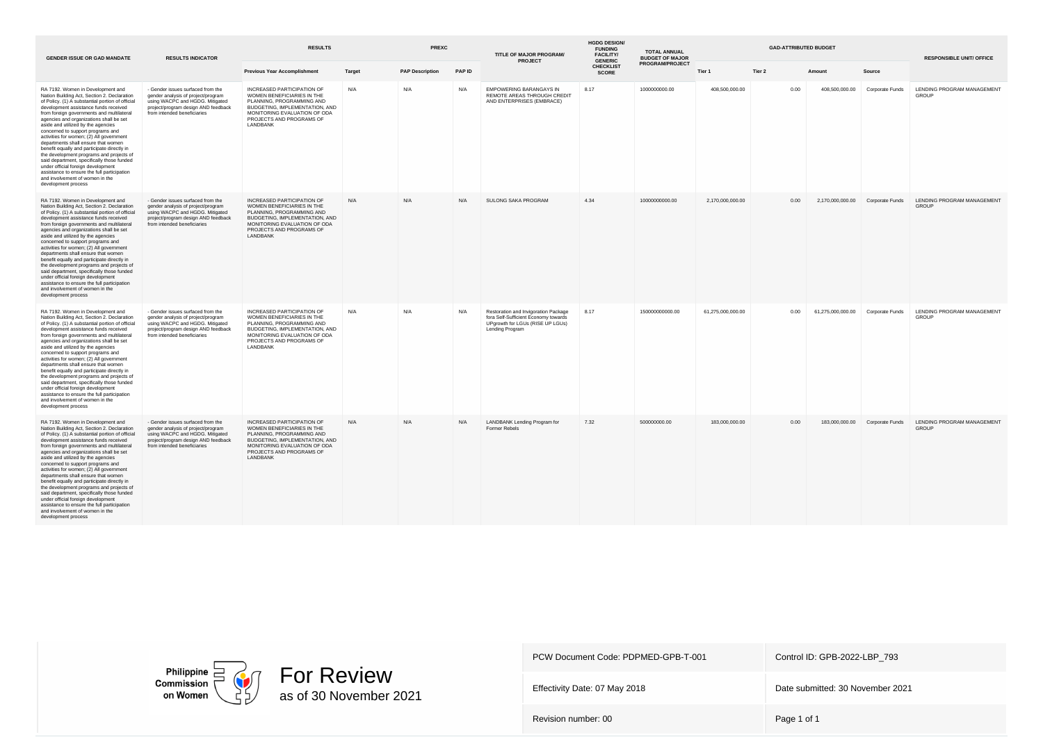| GENDER ISSUE OR GAD MANDATE | RESULTS INDICATOR | RESULTS | | PREXC | | TITLE OF MAJOR PROGRAM/ PROJECT | HGDG DESIGN/ FUNDING FACILITY/ GENERIC CHECKLIST SCORE | TOTAL ANNUAL BUDGET OF MAJOR PROGRAM/PROJECT | GAD-ATTRIBUTED BUDGET | | | | RESPONSIBLE UNIT/ OFFICE |
|---|---|---|---|---|---|---|---|---|---|---|---|---|---|
| | | Previous Year Accomplishment | Target | PAP Description | PAP ID | | | | Tier 1 | Tier 2 | Amount | Source | |
| RA 7192. Women in Development and Nation Building Act, Section 2. Declaration of Policy. (1) A substantial portion of official development assistance funds received from foreign governments and multilateral agencies and organizations shall be set aside and utilized by the agencies concerned to support programs and activities for women; (2) All government departments shall ensure that women benefit equally and participate directly in the development programs and projects of said department, specifically those funded under official foreign development assistance to ensure the full participation and involvement of women in the development process | - Gender issues surfaced from the gender analysis of project/program using WACPC and HGDG. Mitigated project/program design AND feedback from intended beneficiaries | INCREASED PARTICIPATION OF WOMEN BENEFICIARIES IN THE PLANNING, PROGRAMMING AND BUDGETING, IMPLEMENTATION, AND MONITORING EVALUATION OF ODA PROJECTS AND PROGRAMS OF LANDBANK | N/A | N/A | N/A | EMPOWERING BARANGAYS IN REMOTE AREAS THROUGH CREDIT AND ENTERPRISES (EMBRACE) | 8.17 | 1000000000.00 | 408,500,000.00 | 0.00 | 408,500,000.00 | Corporate Funds | LENDING PROGRAM MANAGEMENT GROUP |
| RA 7192. Women in Development and Nation Building Act, Section 2. Declaration of Policy. (1) A substantial portion of official development assistance funds received from foreign governments and multilateral agencies and organizations shall be set aside and utilized by the agencies concerned to support programs and activities for women; (2) All government departments shall ensure that women benefit equally and participate directly in the development programs and projects of said department, specifically those funded under official foreign development assistance to ensure the full participation and involvement of women in the development process | - Gender issues surfaced from the gender analysis of project/program using WACPC and HGDG. Mitigated project/program design AND feedback from intended beneficiaries | INCREASED PARTICIPATION OF WOMEN BENEFICIARIES IN THE PLANNING, PROGRAMMING AND BUDGETING, IMPLEMENTATION, AND MONITORING EVALUATION OF ODA PROJECTS AND PROGRAMS OF LANDBANK | N/A | N/A | N/A | SULONG SAKA PROGRAM | 4.34 | 10000000000.00 | 2,170,000,000.00 | 0.00 | 2,170,000,000.00 | Corporate Funds | LENDING PROGRAM MANAGEMENT GROUP |
| RA 7192. Women in Development and Nation Building Act, Section 2. Declaration of Policy. (1) A substantial portion of official development assistance funds received from foreign governments and multilateral agencies and organizations shall be set aside and utilized by the agencies concerned to support programs and activities for women; (2) All government departments shall ensure that women benefit equally and participate directly in the development programs and projects of said department, specifically those funded under official foreign development assistance to ensure the full participation and involvement of women in the development process | - Gender issues surfaced from the gender analysis of project/program using WACPC and HGDG. Mitigated project/program design AND feedback from intended beneficiaries | INCREASED PARTICIPATION OF WOMEN BENEFICIARIES IN THE PLANNING, PROGRAMMING AND BUDGETING, IMPLEMENTATION, AND MONITORING EVALUATION OF ODA PROJECTS AND PROGRAMS OF LANDBANK | N/A | N/A | N/A | Restoration and Invigoration Package fora Self-Sufficient Economy towards UPgrowth for LGUs (RISE UP LGUs) Lending Program | 8.17 | 150000000000.00 | 61,275,000,000.00 | 0.00 | 61,275,000,000.00 | Corporate Funds | LENDING PROGRAM MANAGEMENT GROUP |
| RA 7192. Women in Development and Nation Building Act, Section 2. Declaration of Policy. (1) A substantial portion of official development assistance funds received from foreign governments and multilateral agencies and organizations shall be set aside and utilized by the agencies concerned to support programs and activities for women; (2) All government departments shall ensure that women benefit equally and participate directly in the development programs and projects of said department, specifically those funded under official foreign development assistance to ensure the full participation and involvement of women in the development process | - Gender issues surfaced from the gender analysis of project/program using WACPC and HGDG. Mitigated project/program design AND feedback from intended beneficiaries | INCREASED PARTICIPATION OF WOMEN BENEFICIARIES IN THE PLANNING, PROGRAMMING AND BUDGETING, IMPLEMENTATION, AND MONITORING EVALUATION OF ODA PROJECTS AND PROGRAMS OF LANDBANK | N/A | N/A | N/A | LANDBANK Lending Program for Former Rebels | 7.32 | 500000000.00 | 183,000,000.00 | 0.00 | 183,000,000.00 | Corporate Funds | LENDING PROGRAM MANAGEMENT GROUP |

Philippine Commission on Women

For Review
as of 30 November 2021

| PCW Document Code: PDPMED-GPB-T-001 | Control ID: GPB-2022-LBP_793 |
|---|---|
| Effectivity Date: 07 May 2018 | Date submitted: 30 November 2021 |
| Revision number: 00 | Page 1 of 1 |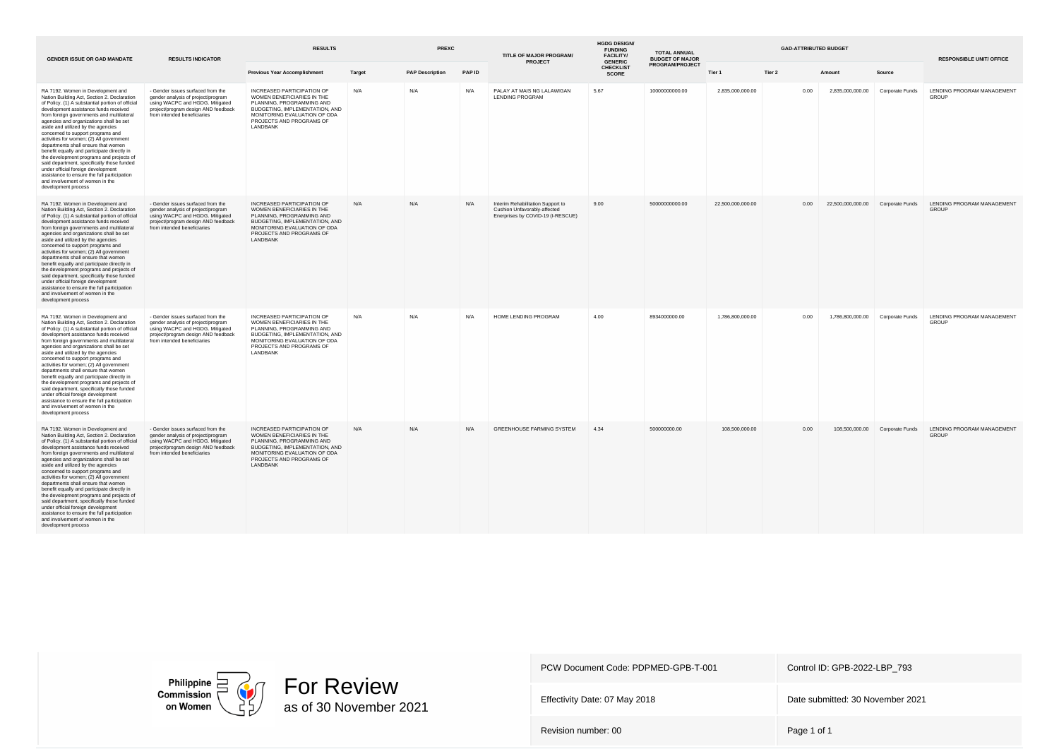| GENDER ISSUE OR GAD MANDATE | RESULTS INDICATOR | RESULTS | | PREXC | | TITLE OF MAJOR PROGRAM/ PROJECT | HGDG DESIGN/ FUNDING FACILITY/ GENERIC CHECKLIST SCORE | TOTAL ANNUAL BUDGET OF MAJOR PROGRAM/PROJECT | GAD-ATTRIBUTED BUDGET | | | | RESPONSIBLE UNIT/ OFFICE |
|---|---|---|---|---|---|---|---|---|---|---|---|---|---|
| | | Previous Year Accomplishment | Target | PAP Description | PAP ID | | | | Tier 1 | Tier 2 | Amount | Source | |
| RA 7192. Women in Development and Nation Building Act, Section 2. Declaration of Policy. (1) A substantial portion of official development assistance funds received from foreign governments and multilateral agencies and organizations shall be set aside and utilized by the agencies concerned to support programs and activities for women; (2) All government departments shall ensure that women benefit equally and participate directly in the development programs and projects of said department, specifically those funded under official foreign development assistance to ensure the full participation and involvement of women in the development process | - Gender issues surfaced from the gender analysis of project/program using WACPC and HGDG. Mitigated project/program design AND feedback from intended beneficiaries | INCREASED PARTICIPATION OF WOMEN BENEFICIARIES IN THE PLANNING, PROGRAMMING AND BUDGETING, IMPLEMENTATION, AND MONITORING EVALUATION OF ODA PROJECTS AND PROGRAMS OF LANDBANK | N/A | N/A | N/A | PALAY AT MAIS NG LALAWIGAN LENDING PROGRAM | 5.67 | 10000000000.00 | 2,835,000,000.00 | 0.00 | 2,835,000,000.00 | Corporate Funds | LENDING PROGRAM MANAGEMENT GROUP |
| RA 7192. Women in Development and Nation Building Act, Section 2. Declaration of Policy. (1) A substantial portion of official development assistance funds received from foreign governments and multilateral agencies and organizations shall be set aside and utilized by the agencies concerned to support programs and activities for women; (2) All government departments shall ensure that women benefit equally and participate directly in the development programs and projects of said department, specifically those funded under official foreign development assistance to ensure the full participation and involvement of women in the development process | - Gender issues surfaced from the gender analysis of project/program using WACPC and HGDG. Mitigated project/program design AND feedback from intended beneficiaries | INCREASED PARTICIPATION OF WOMEN BENEFICIARIES IN THE PLANNING, PROGRAMMING AND BUDGETING, IMPLEMENTATION, AND MONITORING EVALUATION OF ODA PROJECTS AND PROGRAMS OF LANDBANK | N/A | N/A | N/A | Interim Rehabilitation Support to Cushion Unfavorably-affected Enerprises by COVID-19 (I-RESCUE) | 9.00 | 50000000000.00 | 22,500,000,000.00 | 0.00 | 22,500,000,000.00 | Corporate Funds | LENDING PROGRAM MANAGEMENT GROUP |
| RA 7192. Women in Development and Nation Building Act, Section 2. Declaration of Policy. (1) A substantial portion of official development assistance funds received from foreign governments and multilateral agencies and organizations shall be set aside and utilized by the agencies concerned to support programs and activities for women; (2) All government departments shall ensure that women benefit equally and participate directly in the development programs and projects of said department, specifically those funded under official foreign development assistance to ensure the full participation and involvement of women in the development process | - Gender issues surfaced from the gender analysis of project/program using WACPC and HGDG. Mitigated project/program design AND feedback from intended beneficiaries | INCREASED PARTICIPATION OF WOMEN BENEFICIARIES IN THE PLANNING, PROGRAMMING AND BUDGETING, IMPLEMENTATION, AND MONITORING EVALUATION OF ODA PROJECTS AND PROGRAMS OF LANDBANK | N/A | N/A | N/A | HOME LENDING PROGRAM | 4.00 | 8934000000.00 | 1,786,800,000.00 | 0.00 | 1,786,800,000.00 | Corporate Funds | LENDING PROGRAM MANAGEMENT GROUP |
| RA 7192. Women in Development and Nation Building Act, Section 2. Declaration of Policy. (1) A substantial portion of official development assistance funds received from foreign governments and multilateral agencies and organizations shall be set aside and utilized by the agencies concerned to support programs and activities for women; (2) All government departments shall ensure that women benefit equally and participate directly in the development programs and projects of said department, specifically those funded under official foreign development assistance to ensure the full participation and involvement of women in the development process | - Gender issues surfaced from the gender analysis of project/program using WACPC and HGDG. Mitigated project/program design AND feedback from intended beneficiaries | INCREASED PARTICIPATION OF WOMEN BENEFICIARIES IN THE PLANNING, PROGRAMMING AND BUDGETING, IMPLEMENTATION, AND MONITORING EVALUATION OF ODA PROJECTS AND PROGRAMS OF LANDBANK | N/A | N/A | N/A | GREENHOUSE FARMING SYSTEM | 4.34 | 500000000.00 | 108,500,000.00 | 0.00 | 108,500,000.00 | Corporate Funds | LENDING PROGRAM MANAGEMENT GROUP |

Philippine Commission on Women

For Review
as of 30 November 2021

| PCW Document Code: PDPMED-GPB-T-001 | Control ID: GPB-2022-LBP_793 |
|---|---|
| Effectivity Date: 07 May 2018 | Date submitted: 30 November 2021 |
| Revision number: 00 | Page 1 of 1 |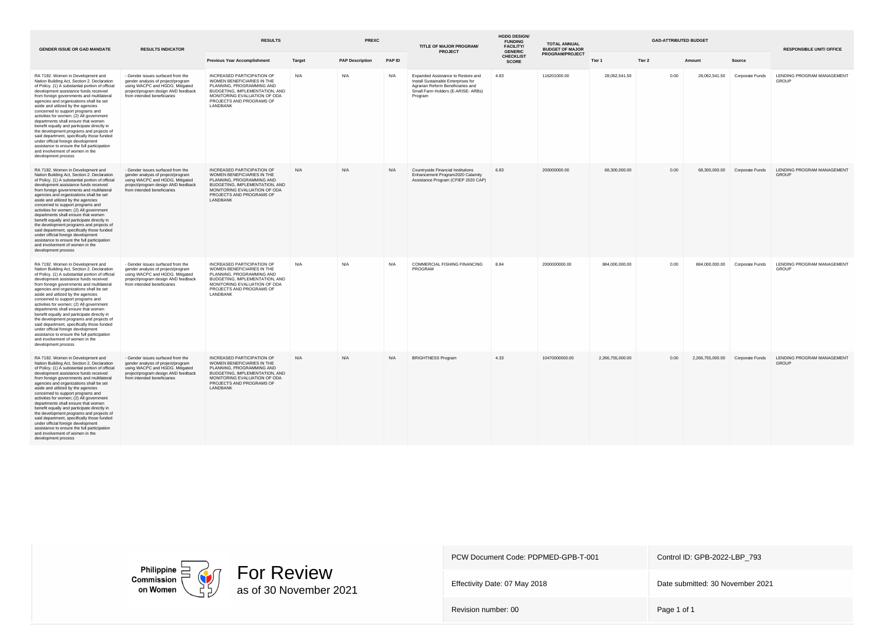| GENDER ISSUE OR GAD MANDATE | RESULTS INDICATOR | RESULTS | | PREXC | | TITLE OF MAJOR PROGRAM/ PROJECT | HGDG DESIGN/ FUNDING FACILITY/ GENERIC CHECKLIST SCORE | TOTAL ANNUAL BUDGET OF MAJOR PROGRAM/PROJECT | GAD-ATTRIBUTED BUDGET | | | | RESPONSIBLE UNIT/ OFFICE |
|---|---|---|---|---|---|---|---|---|---|---|---|---|---|
| | | Previous Year Accomplishment | Target | PAP Description | PAP ID | | | | Tier 1 | Tier 2 | Amount | Source | |
| RA 7192. Women in Development and Nation Building Act, Section 2. Declaration of Policy. (1) A substantial portion of official development assistance funds received from foreign governments and multilateral agencies and organizations shall be set aside and utilized by the agencies concerned to support programs and activities for women; (2) All government departments shall ensure that women benefit equally and participate directly in the development programs and projects of said department, specifically those funded under official foreign development assistance to ensure the full participation and involvement of women in the development process | - Gender issues surfaced from the gender analysis of project/program using WACPC and HGDG. Mitigated project/program design AND feedback from intended beneficiaries | INCREASED PARTICIPATION OF WOMEN BENEFICIARIES IN THE PLANNING, PROGRAMMING AND BUDGETING, IMPLEMENTATION, AND MONITORING EVALUATION OF ODA PROJECTS AND PROGRAMS OF LANDBANK | N/A | N/A | N/A | Expanded Assistance to Restore and Install Sustainable Enterprises for Agrarian Reform Beneficiaries and Small Farm Holders (E-ARISE- ARBs) Program | 4.83 | 116201000.00 | 28,062,541.50 | 0.00 | 28,062,541.50 | Corporate Funds | LENDING PROGRAM MANAGEMENT GROUP |
| RA 7192. Women in Development and Nation Building Act, Section 2. Declaration of Policy. (1) A substantial portion of official development assistance funds received from foreign governments and multilateral agencies and organizations shall be set aside and utilized by the agencies concerned to support programs and activities for women; (2) All government departments shall ensure that women benefit equally and participate directly in the development programs and projects of said department, specifically those funded under official foreign development assistance to ensure the full participation and involvement of women in the development process | - Gender issues surfaced from the gender analysis of project/program using WACPC and HGDG. Mitigated project/program design AND feedback from intended beneficiaries | INCREASED PARTICIPATION OF WOMEN BENEFICIARIES IN THE PLANNING, PROGRAMMING AND BUDGETING, IMPLEMENTATION, AND MONITORING EVALUATION OF ODA PROJECTS AND PROGRAMS OF LANDBANK | N/A | N/A | N/A | Countryside Financial Institutions Enhancement Program2020 Calamity Assistance Program (CFIEP 2020 CAP) | 6.83 | 200000000.00 | 68,300,000.00 | 0.00 | 68,300,000.00 | Corporate Funds | LENDING PROGRAM MANAGEMENT GROUP |
| RA 7192. Women in Development and Nation Building Act, Section 2. Declaration of Policy. (1) A substantial portion of official development assistance funds received from foreign governments and multilateral agencies and organizations shall be set aside and utilized by the agencies concerned to support programs and activities for women; (2) All government departments shall ensure that women benefit equally and participate directly in the development programs and projects of said department, specifically those funded under official foreign development assistance to ensure the full participation and involvement of women in the development process | - Gender issues surfaced from the gender analysis of project/program using WACPC and HGDG. Mitigated project/program design AND feedback from intended beneficiaries | INCREASED PARTICIPATION OF WOMEN BENEFICIARIES IN THE PLANNING, PROGRAMMING AND BUDGETING, IMPLEMENTATION, AND MONITORING EVALUATION OF ODA PROJECTS AND PROGRAMS OF LANDBANK | N/A | N/A | N/A | COMMERCIAL FISHING FINANCING PROGRAM | 8.84 | 2000000000.00 | 884,000,000.00 | 0.00 | 884,000,000.00 | Corporate Funds | LENDING PROGRAM MANAGEMENT GROUP |
| RA 7192. Women in Development and Nation Building Act, Section 2. Declaration of Policy. (1) A substantial portion of official development assistance funds received from foreign governments and multilateral agencies and organizations shall be set aside and utilized by the agencies concerned to support programs and activities for women; (2) All government departments shall ensure that women benefit equally and participate directly in the development programs and projects of said department, specifically those funded under official foreign development assistance to ensure the full participation and involvement of women in the development process | - Gender issues surfaced from the gender analysis of project/program using WACPC and HGDG. Mitigated project/program design AND feedback from intended beneficiaries | INCREASED PARTICIPATION OF WOMEN BENEFICIARIES IN THE PLANNING, PROGRAMMING AND BUDGETING, IMPLEMENTATION, AND MONITORING EVALUATION OF ODA PROJECTS AND PROGRAMS OF LANDBANK | N/A | N/A | N/A | BRIGHTNESS Program | 4.33 | 10470000000.00 | 2,266,755,000.00 | 0.00 | 2,266,755,000.00 | Corporate Funds | LENDING PROGRAM MANAGEMENT GROUP |

Philippine Commission on Women

For Review
as of 30 November 2021

| PCW Document Code: PDPMED-GPB-T-001 | Control ID: GPB-2022-LBP_793 |
|---|---|
| Effectivity Date: 07 May 2018 | Date submitted: 30 November 2021 |
| Revision number: 00 | Page 1 of 1 |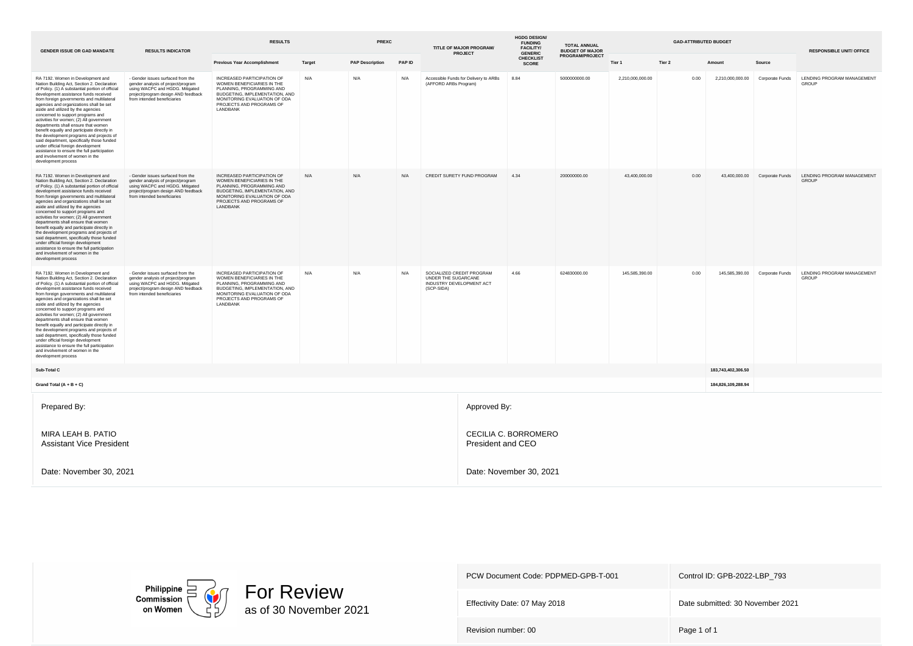| GENDER ISSUE OR GAD MANDATE | RESULTS INDICATOR | RESULTS | | PREXC | | TITLE OF MAJOR PROGRAM/ PROJECT | HGDG DESIGN/ FUNDING FACILITY/ GENERIC CHECKLIST SCORE | TOTAL ANNUAL BUDGET OF MAJOR PROGRAM/PROJECT | GAD-ATTRIBUTED BUDGET | | | | RESPONSIBLE UNIT/ OFFICE |
|---|---|---|---|---|---|---|---|---|---|---|---|---|---|
| | | Previous Year Accomplishment | Target | PAP Description | PAP ID | | | | Tier 1 | Tier 2 | Amount | Source | |
| RA 7192. Women in Development and Nation Building Act, Section 2. Declaration of Policy. (1) A substantial portion of official development assistance funds received from foreign governments and multilateral agencies and organizations shall be set aside and utilized by the agencies concerned to support programs and activities for women; (2) All government departments shall ensure that women benefit equally and participate directly in the development programs and projects of said department, specifically those funded under official foreign development assistance to ensure the full participation and involvement of women in the development process | - Gender issues surfaced from the gender analysis of project/program using WACPC and HGDG. Mitigated project/program design AND feedback from intended beneficiaries | INCREASED PARTICIPATION OF WOMEN BENEFICIARIES IN THE PLANNING, PROGRAMMING AND BUDGETING, IMPLEMENTATION, AND MONITORING EVALUATION OF ODA PROJECTS AND PROGRAMS OF LANDBANK | N/A | N/A | N/A | Accessible Funds for Delivery to ARBs (AFFORD ARBs Program) | 8.84 | 5000000000.00 | 2,210,000,000.00 | 0.00 | 2,210,000,000.00 | Corporate Funds | LENDING PROGRAM MANAGEMENT GROUP |
| RA 7192. Women in Development and Nation Building Act, Section 2. Declaration of Policy. (1) A substantial portion of official development assistance funds received from foreign governments and multilateral agencies and organizations shall be set aside and utilized by the agencies concerned to support programs and activities for women; (2) All government departments shall ensure that women benefit equally and participate directly in the development programs and projects of said department, specifically those funded under official foreign development assistance to ensure the full participation and involvement of women in the development process | - Gender issues surfaced from the gender analysis of project/program using WACPC and HGDG. Mitigated project/program design AND feedback from intended beneficiaries | INCREASED PARTICIPATION OF WOMEN BENEFICIARIES IN THE PLANNING, PROGRAMMING AND BUDGETING, IMPLEMENTATION, AND MONITORING EVALUATION OF ODA PROJECTS AND PROGRAMS OF LANDBANK | N/A | N/A | N/A | CREDIT SURETY FUND PROGRAM | 4.34 | 200000000.00 | 43,400,000.00 | 0.00 | 43,400,000.00 | Corporate Funds | LENDING PROGRAM MANAGEMENT GROUP |
| RA 7192. Women in Development and Nation Building Act, Section 2. Declaration of Policy. (1) A substantial portion of official development assistance funds received from foreign governments and multilateral agencies and organizations shall be set aside and utilized by the agencies concerned to support programs and activities for women; (2) All government departments shall ensure that women benefit equally and participate directly in the development programs and projects of said department, specifically those funded under official foreign development assistance to ensure the full participation and involvement of women in the development process | - Gender issues surfaced from the gender analysis of project/program using WACPC and HGDG. Mitigated project/program design AND feedback from intended beneficiaries | INCREASED PARTICIPATION OF WOMEN BENEFICIARIES IN THE PLANNING, PROGRAMMING AND BUDGETING, IMPLEMENTATION, AND MONITORING EVALUATION OF ODA PROJECTS AND PROGRAMS OF LANDBANK | N/A | N/A | N/A | SOCIALIZED CREDIT PROGRAM UNDER THE SUGARCANE INDUSTRY DEVELOPMENT ACT (SCP-SIDA) | 4.66 | 624830000.00 | 145,585,390.00 | 0.00 | 145,585,390.00 | Corporate Funds | LENDING PROGRAM MANAGEMENT GROUP |
| **Sub-Total C** | | | | | | | | | | | **183,743,402,306.50** | | |
| **Grand Total (A + B + C)** | | | | | | | | | | | **184,826,109,288.94** | | |

Prepared By:

MIRA LEAH B. PATIO
Assistant Vice President

Date: November 30, 2021

Approved By:

CECILIA C. BORROMERO
President and CEO

Date: November 30, 2021

Philippine Commission on Women

For Review
as of 30 November 2021

| | |
|---|---|
| PCW Document Code: PDPMED-GPB-T-001 | Control ID: GPB-2022-LBP_793 |
| Effectivity Date: 07 May 2018 | Date submitted: 30 November 2021 |
| Revision number: 00 | |